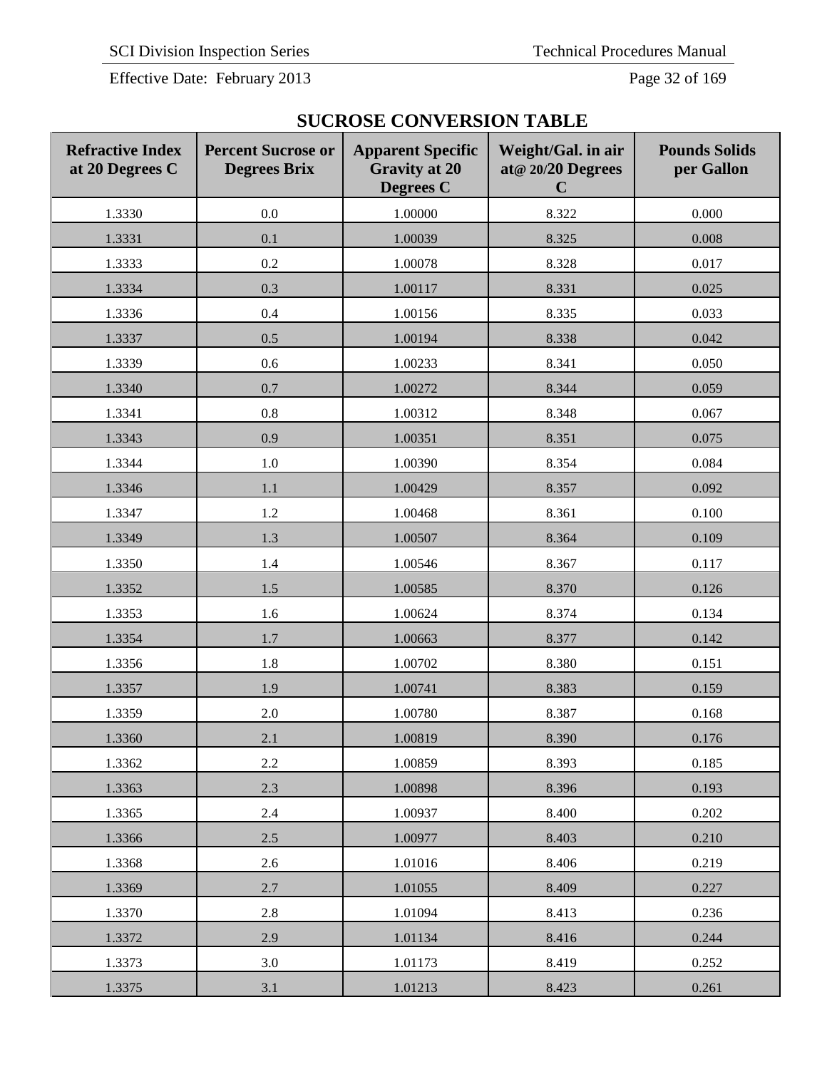## SUCROSE CONVERSION TABLE

| Refractive Index at 20 Degrees C | Percent Sucrose or Degrees Brix | Apparent Specific Gravity at 20 Degrees C | Weight/Gal. in air at@ 20/20 Degrees C | Pounds Solids per Gallon |
|---|---|---|---|---|
| 1.3330 | 0.0 | 1.00000 | 8.322 | 0.000 |
| 1.3331 | 0.1 | 1.00039 | 8.325 | 0.008 |
| 1.3333 | 0.2 | 1.00078 | 8.328 | 0.017 |
| 1.3334 | 0.3 | 1.00117 | 8.331 | 0.025 |
| 1.3336 | 0.4 | 1.00156 | 8.335 | 0.033 |
| 1.3337 | 0.5 | 1.00194 | 8.338 | 0.042 |
| 1.3339 | 0.6 | 1.00233 | 8.341 | 0.050 |
| 1.3340 | 0.7 | 1.00272 | 8.344 | 0.059 |
| 1.3341 | 0.8 | 1.00312 | 8.348 | 0.067 |
| 1.3343 | 0.9 | 1.00351 | 8.351 | 0.075 |
| 1.3344 | 1.0 | 1.00390 | 8.354 | 0.084 |
| 1.3346 | 1.1 | 1.00429 | 8.357 | 0.092 |
| 1.3347 | 1.2 | 1.00468 | 8.361 | 0.100 |
| 1.3349 | 1.3 | 1.00507 | 8.364 | 0.109 |
| 1.3350 | 1.4 | 1.00546 | 8.367 | 0.117 |
| 1.3352 | 1.5 | 1.00585 | 8.370 | 0.126 |
| 1.3353 | 1.6 | 1.00624 | 8.374 | 0.134 |
| 1.3354 | 1.7 | 1.00663 | 8.377 | 0.142 |
| 1.3356 | 1.8 | 1.00702 | 8.380 | 0.151 |
| 1.3357 | 1.9 | 1.00741 | 8.383 | 0.159 |
| 1.3359 | 2.0 | 1.00780 | 8.387 | 0.168 |
| 1.3360 | 2.1 | 1.00819 | 8.390 | 0.176 |
| 1.3362 | 2.2 | 1.00859 | 8.393 | 0.185 |
| 1.3363 | 2.3 | 1.00898 | 8.396 | 0.193 |
| 1.3365 | 2.4 | 1.00937 | 8.400 | 0.202 |
| 1.3366 | 2.5 | 1.00977 | 8.403 | 0.210 |
| 1.3368 | 2.6 | 1.01016 | 8.406 | 0.219 |
| 1.3369 | 2.7 | 1.01055 | 8.409 | 0.227 |
| 1.3370 | 2.8 | 1.01094 | 8.413 | 0.236 |
| 1.3372 | 2.9 | 1.01134 | 8.416 | 0.244 |
| 1.3373 | 3.0 | 1.01173 | 8.419 | 0.252 |
| 1.3375 | 3.1 | 1.01213 | 8.423 | 0.261 |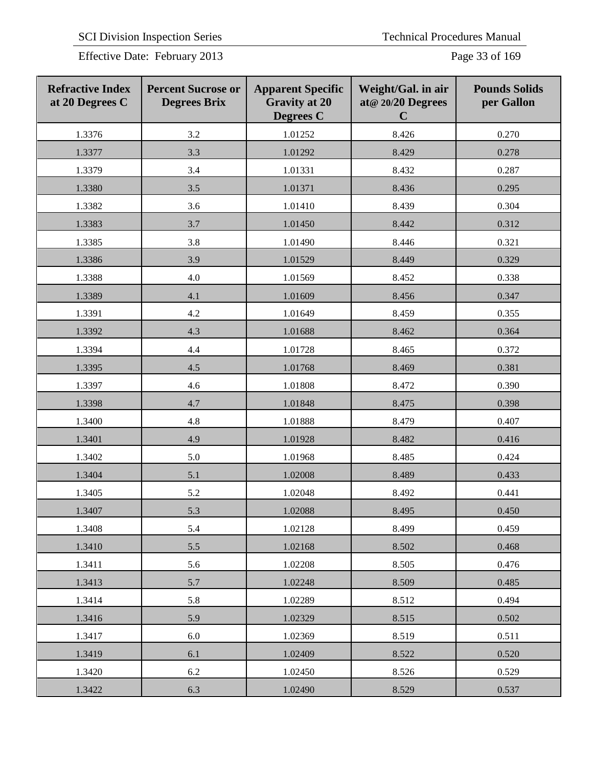| Refractive Index at 20 Degrees C | Percent Sucrose or Degrees Brix | Apparent Specific Gravity at 20 Degrees C | Weight/Gal. in air at@ 20/20 Degrees C | Pounds Solids per Gallon |
|---|---|---|---|---|
| 1.3376 | 3.2 | 1.01252 | 8.426 | 0.270 |
| 1.3377 | 3.3 | 1.01292 | 8.429 | 0.278 |
| 1.3379 | 3.4 | 1.01331 | 8.432 | 0.287 |
| 1.3380 | 3.5 | 1.01371 | 8.436 | 0.295 |
| 1.3382 | 3.6 | 1.01410 | 8.439 | 0.304 |
| 1.3383 | 3.7 | 1.01450 | 8.442 | 0.312 |
| 1.3385 | 3.8 | 1.01490 | 8.446 | 0.321 |
| 1.3386 | 3.9 | 1.01529 | 8.449 | 0.329 |
| 1.3388 | 4.0 | 1.01569 | 8.452 | 0.338 |
| 1.3389 | 4.1 | 1.01609 | 8.456 | 0.347 |
| 1.3391 | 4.2 | 1.01649 | 8.459 | 0.355 |
| 1.3392 | 4.3 | 1.01688 | 8.462 | 0.364 |
| 1.3394 | 4.4 | 1.01728 | 8.465 | 0.372 |
| 1.3395 | 4.5 | 1.01768 | 8.469 | 0.381 |
| 1.3397 | 4.6 | 1.01808 | 8.472 | 0.390 |
| 1.3398 | 4.7 | 1.01848 | 8.475 | 0.398 |
| 1.3400 | 4.8 | 1.01888 | 8.479 | 0.407 |
| 1.3401 | 4.9 | 1.01928 | 8.482 | 0.416 |
| 1.3402 | 5.0 | 1.01968 | 8.485 | 0.424 |
| 1.3404 | 5.1 | 1.02008 | 8.489 | 0.433 |
| 1.3405 | 5.2 | 1.02048 | 8.492 | 0.441 |
| 1.3407 | 5.3 | 1.02088 | 8.495 | 0.450 |
| 1.3408 | 5.4 | 1.02128 | 8.499 | 0.459 |
| 1.3410 | 5.5 | 1.02168 | 8.502 | 0.468 |
| 1.3411 | 5.6 | 1.02208 | 8.505 | 0.476 |
| 1.3413 | 5.7 | 1.02248 | 8.509 | 0.485 |
| 1.3414 | 5.8 | 1.02289 | 8.512 | 0.494 |
| 1.3416 | 5.9 | 1.02329 | 8.515 | 0.502 |
| 1.3417 | 6.0 | 1.02369 | 8.519 | 0.511 |
| 1.3419 | 6.1 | 1.02409 | 8.522 | 0.520 |
| 1.3420 | 6.2 | 1.02450 | 8.526 | 0.529 |
| 1.3422 | 6.3 | 1.02490 | 8.529 | 0.537 |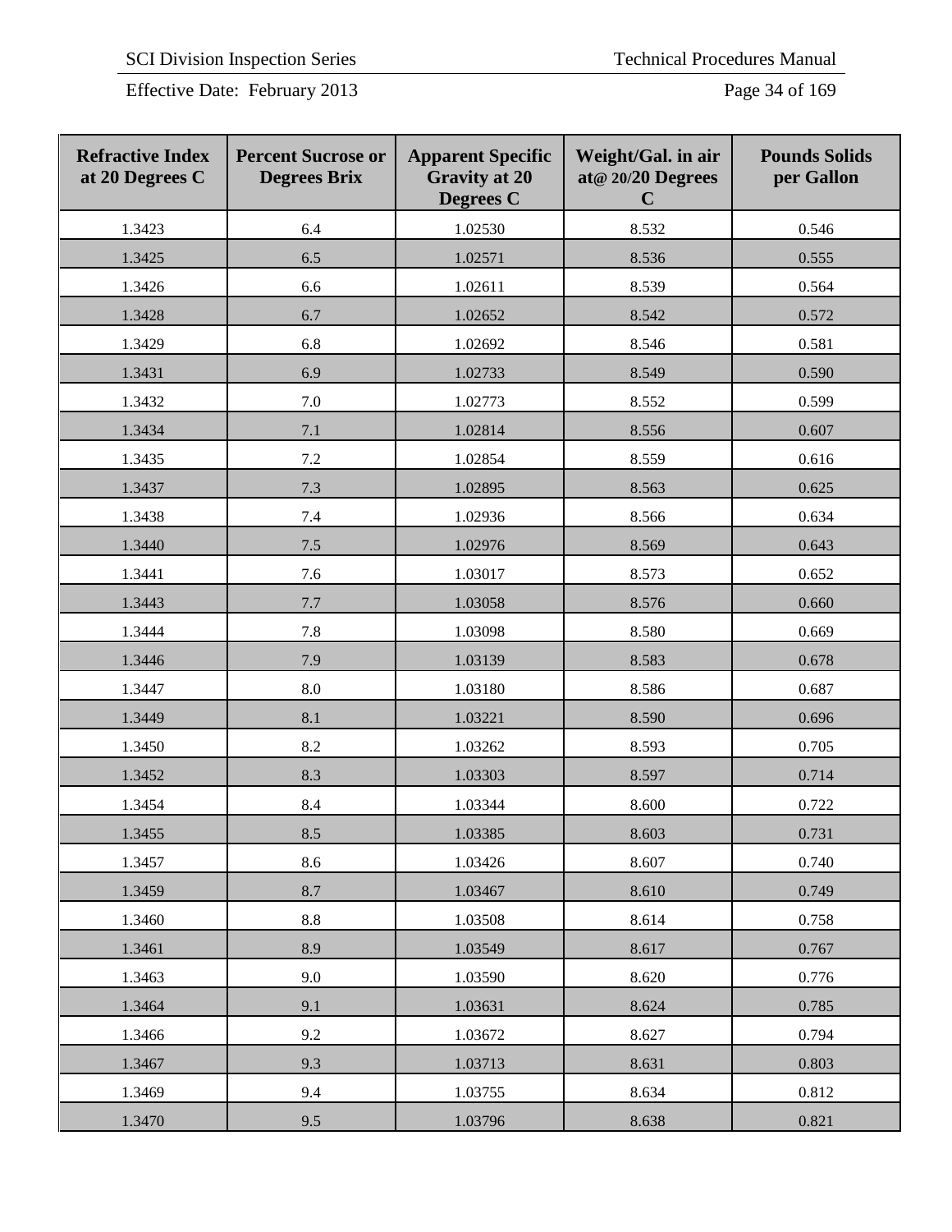| Refractive Index at 20 Degrees C | Percent Sucrose or Degrees Brix | Apparent Specific Gravity at 20 Degrees C | Weight/Gal. in air at@ 20/20 Degrees C | Pounds Solids per Gallon |
|---|---|---|---|---|
| 1.3423 | 6.4 | 1.02530 | 8.532 | 0.546 |
| 1.3425 | 6.5 | 1.02571 | 8.536 | 0.555 |
| 1.3426 | 6.6 | 1.02611 | 8.539 | 0.564 |
| 1.3428 | 6.7 | 1.02652 | 8.542 | 0.572 |
| 1.3429 | 6.8 | 1.02692 | 8.546 | 0.581 |
| 1.3431 | 6.9 | 1.02733 | 8.549 | 0.590 |
| 1.3432 | 7.0 | 1.02773 | 8.552 | 0.599 |
| 1.3434 | 7.1 | 1.02814 | 8.556 | 0.607 |
| 1.3435 | 7.2 | 1.02854 | 8.559 | 0.616 |
| 1.3437 | 7.3 | 1.02895 | 8.563 | 0.625 |
| 1.3438 | 7.4 | 1.02936 | 8.566 | 0.634 |
| 1.3440 | 7.5 | 1.02976 | 8.569 | 0.643 |
| 1.3441 | 7.6 | 1.03017 | 8.573 | 0.652 |
| 1.3443 | 7.7 | 1.03058 | 8.576 | 0.660 |
| 1.3444 | 7.8 | 1.03098 | 8.580 | 0.669 |
| 1.3446 | 7.9 | 1.03139 | 8.583 | 0.678 |
| 1.3447 | 8.0 | 1.03180 | 8.586 | 0.687 |
| 1.3449 | 8.1 | 1.03221 | 8.590 | 0.696 |
| 1.3450 | 8.2 | 1.03262 | 8.593 | 0.705 |
| 1.3452 | 8.3 | 1.03303 | 8.597 | 0.714 |
| 1.3454 | 8.4 | 1.03344 | 8.600 | 0.722 |
| 1.3455 | 8.5 | 1.03385 | 8.603 | 0.731 |
| 1.3457 | 8.6 | 1.03426 | 8.607 | 0.740 |
| 1.3459 | 8.7 | 1.03467 | 8.610 | 0.749 |
| 1.3460 | 8.8 | 1.03508 | 8.614 | 0.758 |
| 1.3461 | 8.9 | 1.03549 | 8.617 | 0.767 |
| 1.3463 | 9.0 | 1.03590 | 8.620 | 0.776 |
| 1.3464 | 9.1 | 1.03631 | 8.624 | 0.785 |
| 1.3466 | 9.2 | 1.03672 | 8.627 | 0.794 |
| 1.3467 | 9.3 | 1.03713 | 8.631 | 0.803 |
| 1.3469 | 9.4 | 1.03755 | 8.634 | 0.812 |
| 1.3470 | 9.5 | 1.03796 | 8.638 | 0.821 |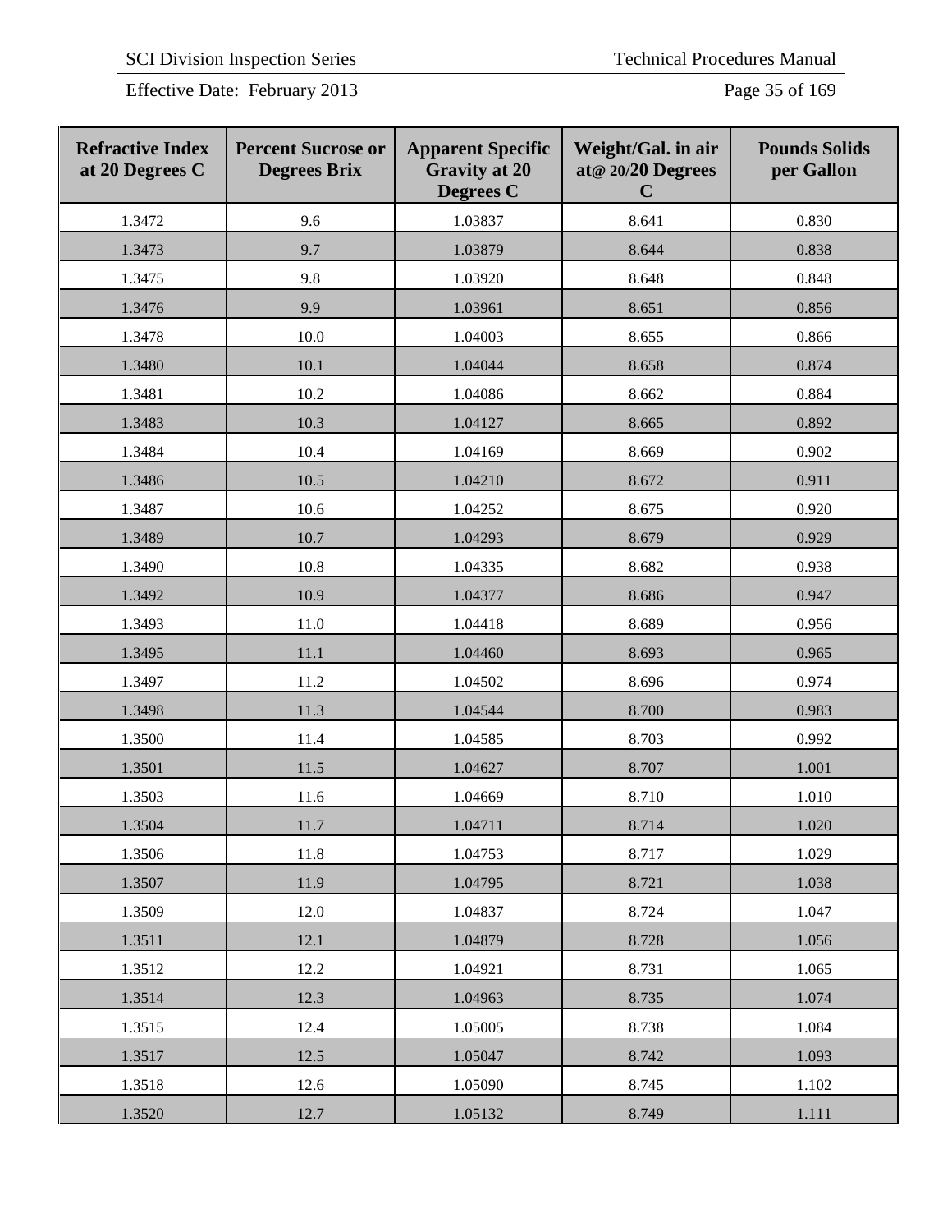| Refractive Index at 20 Degrees C | Percent Sucrose or Degrees Brix | Apparent Specific Gravity at 20 Degrees C | Weight/Gal. in air at@ 20/20 Degrees C | Pounds Solids per Gallon |
|---|---|---|---|---|
| 1.3472 | 9.6 | 1.03837 | 8.641 | 0.830 |
| 1.3473 | 9.7 | 1.03879 | 8.644 | 0.838 |
| 1.3475 | 9.8 | 1.03920 | 8.648 | 0.848 |
| 1.3476 | 9.9 | 1.03961 | 8.651 | 0.856 |
| 1.3478 | 10.0 | 1.04003 | 8.655 | 0.866 |
| 1.3480 | 10.1 | 1.04044 | 8.658 | 0.874 |
| 1.3481 | 10.2 | 1.04086 | 8.662 | 0.884 |
| 1.3483 | 10.3 | 1.04127 | 8.665 | 0.892 |
| 1.3484 | 10.4 | 1.04169 | 8.669 | 0.902 |
| 1.3486 | 10.5 | 1.04210 | 8.672 | 0.911 |
| 1.3487 | 10.6 | 1.04252 | 8.675 | 0.920 |
| 1.3489 | 10.7 | 1.04293 | 8.679 | 0.929 |
| 1.3490 | 10.8 | 1.04335 | 8.682 | 0.938 |
| 1.3492 | 10.9 | 1.04377 | 8.686 | 0.947 |
| 1.3493 | 11.0 | 1.04418 | 8.689 | 0.956 |
| 1.3495 | 11.1 | 1.04460 | 8.693 | 0.965 |
| 1.3497 | 11.2 | 1.04502 | 8.696 | 0.974 |
| 1.3498 | 11.3 | 1.04544 | 8.700 | 0.983 |
| 1.3500 | 11.4 | 1.04585 | 8.703 | 0.992 |
| 1.3501 | 11.5 | 1.04627 | 8.707 | 1.001 |
| 1.3503 | 11.6 | 1.04669 | 8.710 | 1.010 |
| 1.3504 | 11.7 | 1.04711 | 8.714 | 1.020 |
| 1.3506 | 11.8 | 1.04753 | 8.717 | 1.029 |
| 1.3507 | 11.9 | 1.04795 | 8.721 | 1.038 |
| 1.3509 | 12.0 | 1.04837 | 8.724 | 1.047 |
| 1.3511 | 12.1 | 1.04879 | 8.728 | 1.056 |
| 1.3512 | 12.2 | 1.04921 | 8.731 | 1.065 |
| 1.3514 | 12.3 | 1.04963 | 8.735 | 1.074 |
| 1.3515 | 12.4 | 1.05005 | 8.738 | 1.084 |
| 1.3517 | 12.5 | 1.05047 | 8.742 | 1.093 |
| 1.3518 | 12.6 | 1.05090 | 8.745 | 1.102 |
| 1.3520 | 12.7 | 1.05132 | 8.749 | 1.111 |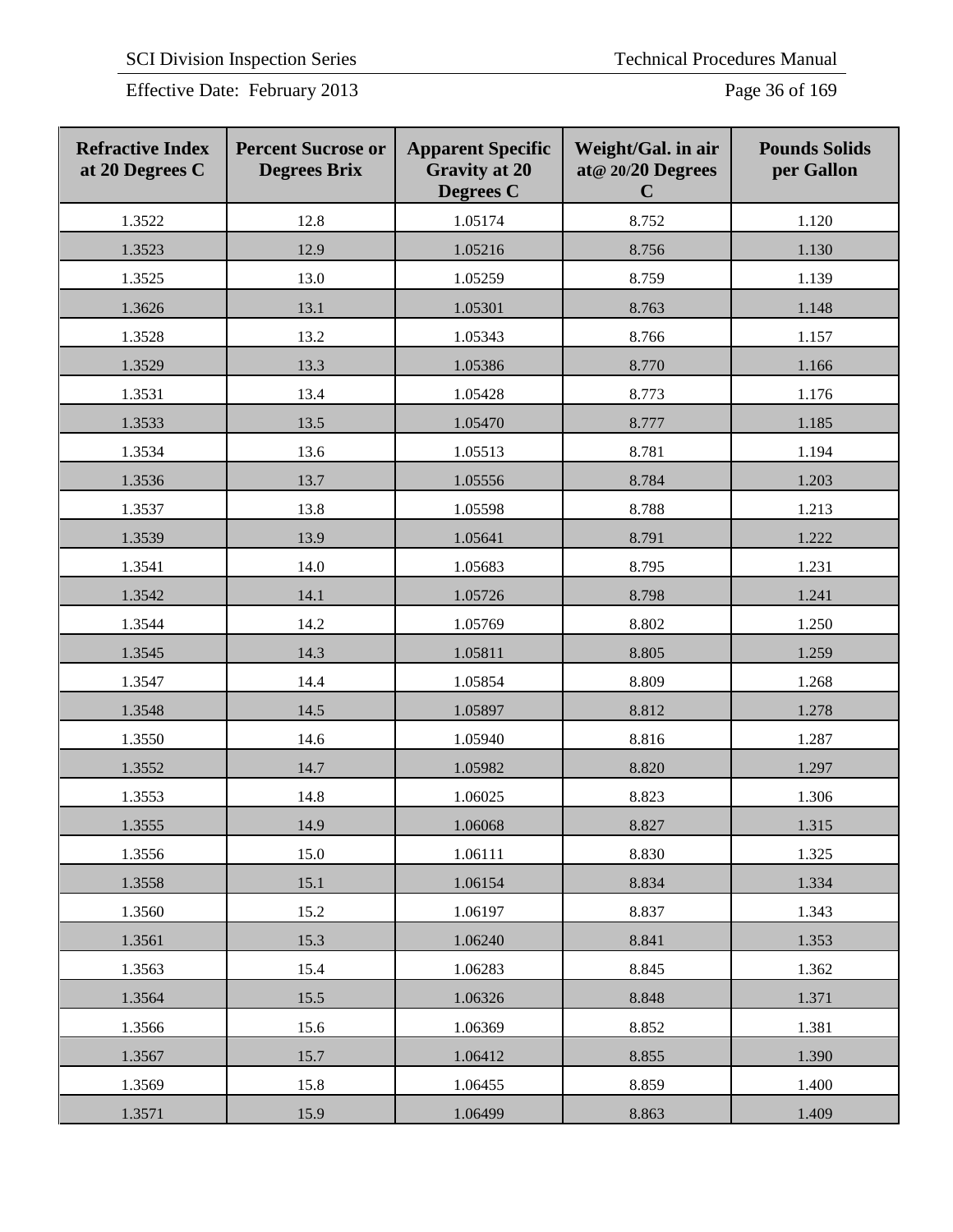| Refractive Index at 20 Degrees C | Percent Sucrose or Degrees Brix | Apparent Specific Gravity at 20 Degrees C | Weight/Gal. in air at@ 20/20 Degrees C | Pounds Solids per Gallon |
|---|---|---|---|---|
| 1.3522 | 12.8 | 1.05174 | 8.752 | 1.120 |
| 1.3523 | 12.9 | 1.05216 | 8.756 | 1.130 |
| 1.3525 | 13.0 | 1.05259 | 8.759 | 1.139 |
| 1.3626 | 13.1 | 1.05301 | 8.763 | 1.148 |
| 1.3528 | 13.2 | 1.05343 | 8.766 | 1.157 |
| 1.3529 | 13.3 | 1.05386 | 8.770 | 1.166 |
| 1.3531 | 13.4 | 1.05428 | 8.773 | 1.176 |
| 1.3533 | 13.5 | 1.05470 | 8.777 | 1.185 |
| 1.3534 | 13.6 | 1.05513 | 8.781 | 1.194 |
| 1.3536 | 13.7 | 1.05556 | 8.784 | 1.203 |
| 1.3537 | 13.8 | 1.05598 | 8.788 | 1.213 |
| 1.3539 | 13.9 | 1.05641 | 8.791 | 1.222 |
| 1.3541 | 14.0 | 1.05683 | 8.795 | 1.231 |
| 1.3542 | 14.1 | 1.05726 | 8.798 | 1.241 |
| 1.3544 | 14.2 | 1.05769 | 8.802 | 1.250 |
| 1.3545 | 14.3 | 1.05811 | 8.805 | 1.259 |
| 1.3547 | 14.4 | 1.05854 | 8.809 | 1.268 |
| 1.3548 | 14.5 | 1.05897 | 8.812 | 1.278 |
| 1.3550 | 14.6 | 1.05940 | 8.816 | 1.287 |
| 1.3552 | 14.7 | 1.05982 | 8.820 | 1.297 |
| 1.3553 | 14.8 | 1.06025 | 8.823 | 1.306 |
| 1.3555 | 14.9 | 1.06068 | 8.827 | 1.315 |
| 1.3556 | 15.0 | 1.06111 | 8.830 | 1.325 |
| 1.3558 | 15.1 | 1.06154 | 8.834 | 1.334 |
| 1.3560 | 15.2 | 1.06197 | 8.837 | 1.343 |
| 1.3561 | 15.3 | 1.06240 | 8.841 | 1.353 |
| 1.3563 | 15.4 | 1.06283 | 8.845 | 1.362 |
| 1.3564 | 15.5 | 1.06326 | 8.848 | 1.371 |
| 1.3566 | 15.6 | 1.06369 | 8.852 | 1.381 |
| 1.3567 | 15.7 | 1.06412 | 8.855 | 1.390 |
| 1.3569 | 15.8 | 1.06455 | 8.859 | 1.400 |
| 1.3571 | 15.9 | 1.06499 | 8.863 | 1.409 |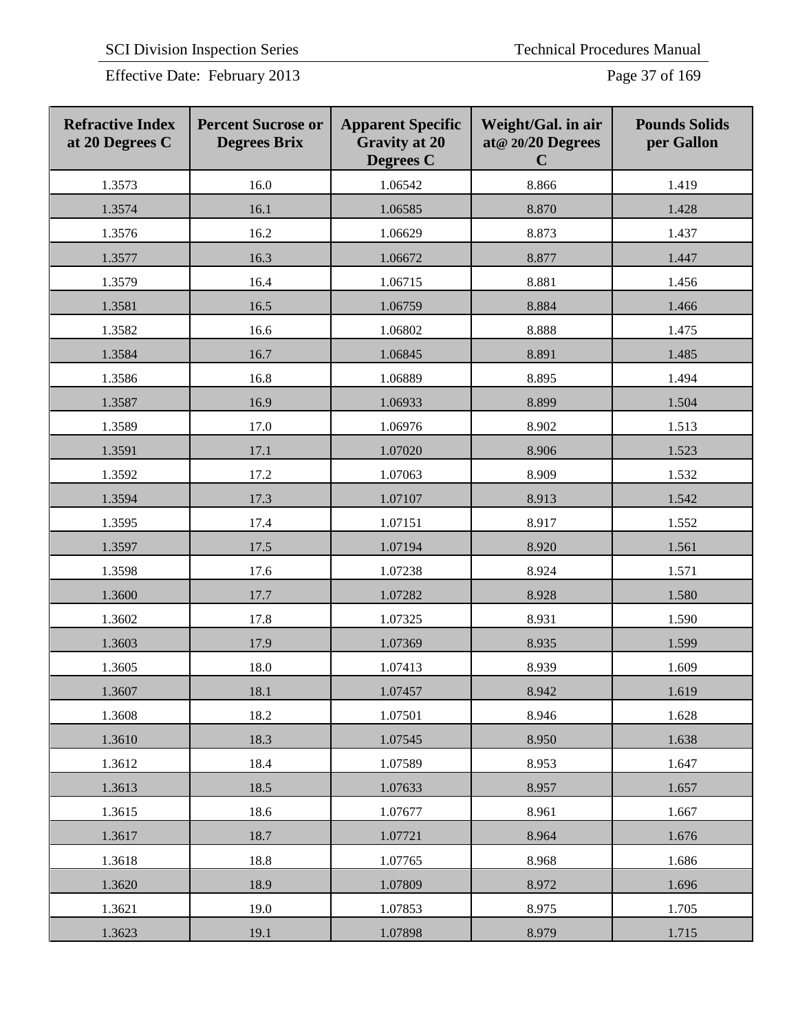| Refractive Index at 20 Degrees C | Percent Sucrose or Degrees Brix | Apparent Specific Gravity at 20 Degrees C | Weight/Gal. in air at@ 20/20 Degrees C | Pounds Solids per Gallon |
|---|---|---|---|---|
| 1.3573 | 16.0 | 1.06542 | 8.866 | 1.419 |
| 1.3574 | 16.1 | 1.06585 | 8.870 | 1.428 |
| 1.3576 | 16.2 | 1.06629 | 8.873 | 1.437 |
| 1.3577 | 16.3 | 1.06672 | 8.877 | 1.447 |
| 1.3579 | 16.4 | 1.06715 | 8.881 | 1.456 |
| 1.3581 | 16.5 | 1.06759 | 8.884 | 1.466 |
| 1.3582 | 16.6 | 1.06802 | 8.888 | 1.475 |
| 1.3584 | 16.7 | 1.06845 | 8.891 | 1.485 |
| 1.3586 | 16.8 | 1.06889 | 8.895 | 1.494 |
| 1.3587 | 16.9 | 1.06933 | 8.899 | 1.504 |
| 1.3589 | 17.0 | 1.06976 | 8.902 | 1.513 |
| 1.3591 | 17.1 | 1.07020 | 8.906 | 1.523 |
| 1.3592 | 17.2 | 1.07063 | 8.909 | 1.532 |
| 1.3594 | 17.3 | 1.07107 | 8.913 | 1.542 |
| 1.3595 | 17.4 | 1.07151 | 8.917 | 1.552 |
| 1.3597 | 17.5 | 1.07194 | 8.920 | 1.561 |
| 1.3598 | 17.6 | 1.07238 | 8.924 | 1.571 |
| 1.3600 | 17.7 | 1.07282 | 8.928 | 1.580 |
| 1.3602 | 17.8 | 1.07325 | 8.931 | 1.590 |
| 1.3603 | 17.9 | 1.07369 | 8.935 | 1.599 |
| 1.3605 | 18.0 | 1.07413 | 8.939 | 1.609 |
| 1.3607 | 18.1 | 1.07457 | 8.942 | 1.619 |
| 1.3608 | 18.2 | 1.07501 | 8.946 | 1.628 |
| 1.3610 | 18.3 | 1.07545 | 8.950 | 1.638 |
| 1.3612 | 18.4 | 1.07589 | 8.953 | 1.647 |
| 1.3613 | 18.5 | 1.07633 | 8.957 | 1.657 |
| 1.3615 | 18.6 | 1.07677 | 8.961 | 1.667 |
| 1.3617 | 18.7 | 1.07721 | 8.964 | 1.676 |
| 1.3618 | 18.8 | 1.07765 | 8.968 | 1.686 |
| 1.3620 | 18.9 | 1.07809 | 8.972 | 1.696 |
| 1.3621 | 19.0 | 1.07853 | 8.975 | 1.705 |
| 1.3623 | 19.1 | 1.07898 | 8.979 | 1.715 |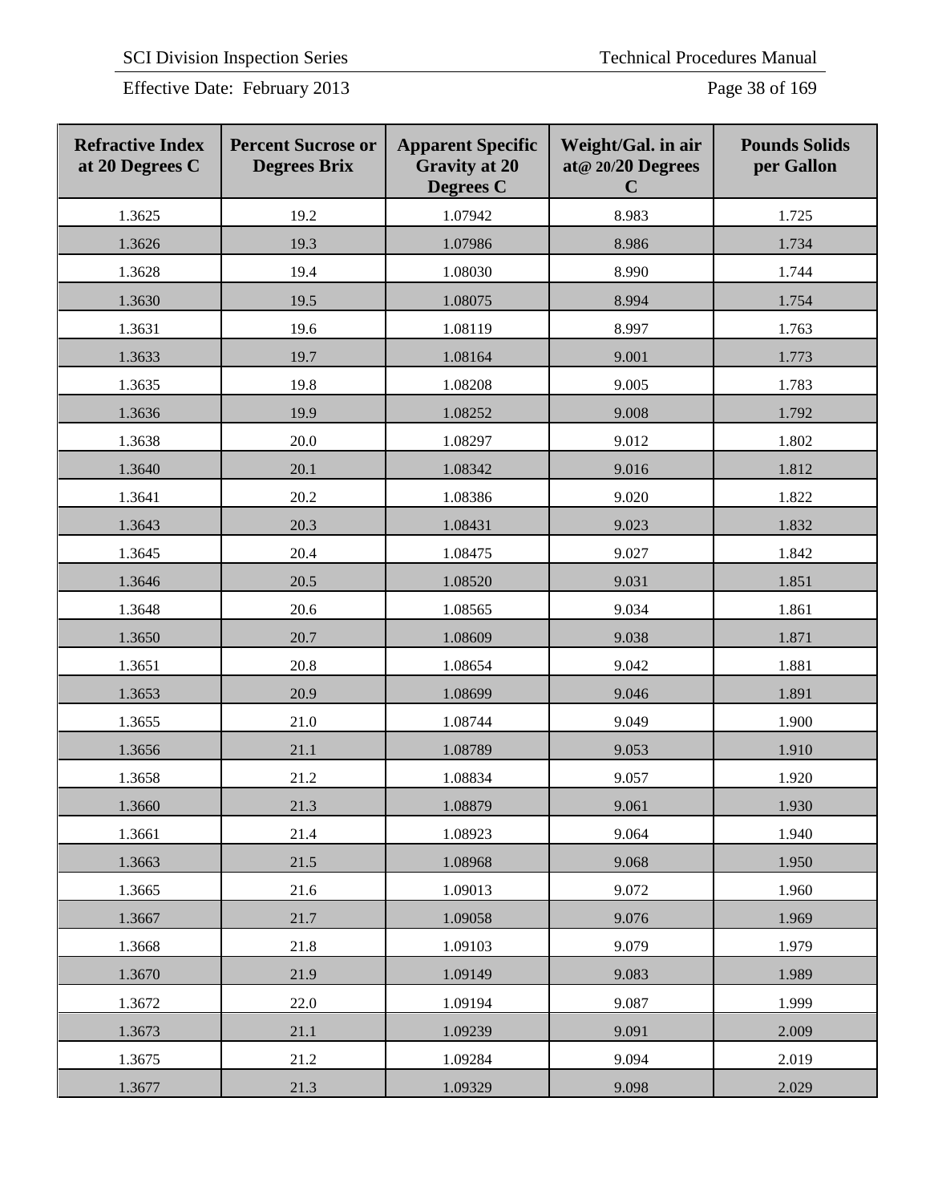| Refractive Index at 20 Degrees C | Percent Sucrose or Degrees Brix | Apparent Specific Gravity at 20 Degrees C | Weight/Gal. in air at@ 20/20 Degrees C | Pounds Solids per Gallon |
|---|---|---|---|---|
| 1.3625 | 19.2 | 1.07942 | 8.983 | 1.725 |
| 1.3626 | 19.3 | 1.07986 | 8.986 | 1.734 |
| 1.3628 | 19.4 | 1.08030 | 8.990 | 1.744 |
| 1.3630 | 19.5 | 1.08075 | 8.994 | 1.754 |
| 1.3631 | 19.6 | 1.08119 | 8.997 | 1.763 |
| 1.3633 | 19.7 | 1.08164 | 9.001 | 1.773 |
| 1.3635 | 19.8 | 1.08208 | 9.005 | 1.783 |
| 1.3636 | 19.9 | 1.08252 | 9.008 | 1.792 |
| 1.3638 | 20.0 | 1.08297 | 9.012 | 1.802 |
| 1.3640 | 20.1 | 1.08342 | 9.016 | 1.812 |
| 1.3641 | 20.2 | 1.08386 | 9.020 | 1.822 |
| 1.3643 | 20.3 | 1.08431 | 9.023 | 1.832 |
| 1.3645 | 20.4 | 1.08475 | 9.027 | 1.842 |
| 1.3646 | 20.5 | 1.08520 | 9.031 | 1.851 |
| 1.3648 | 20.6 | 1.08565 | 9.034 | 1.861 |
| 1.3650 | 20.7 | 1.08609 | 9.038 | 1.871 |
| 1.3651 | 20.8 | 1.08654 | 9.042 | 1.881 |
| 1.3653 | 20.9 | 1.08699 | 9.046 | 1.891 |
| 1.3655 | 21.0 | 1.08744 | 9.049 | 1.900 |
| 1.3656 | 21.1 | 1.08789 | 9.053 | 1.910 |
| 1.3658 | 21.2 | 1.08834 | 9.057 | 1.920 |
| 1.3660 | 21.3 | 1.08879 | 9.061 | 1.930 |
| 1.3661 | 21.4 | 1.08923 | 9.064 | 1.940 |
| 1.3663 | 21.5 | 1.08968 | 9.068 | 1.950 |
| 1.3665 | 21.6 | 1.09013 | 9.072 | 1.960 |
| 1.3667 | 21.7 | 1.09058 | 9.076 | 1.969 |
| 1.3668 | 21.8 | 1.09103 | 9.079 | 1.979 |
| 1.3670 | 21.9 | 1.09149 | 9.083 | 1.989 |
| 1.3672 | 22.0 | 1.09194 | 9.087 | 1.999 |
| 1.3673 | 21.1 | 1.09239 | 9.091 | 2.009 |
| 1.3675 | 21.2 | 1.09284 | 9.094 | 2.019 |
| 1.3677 | 21.3 | 1.09329 | 9.098 | 2.029 |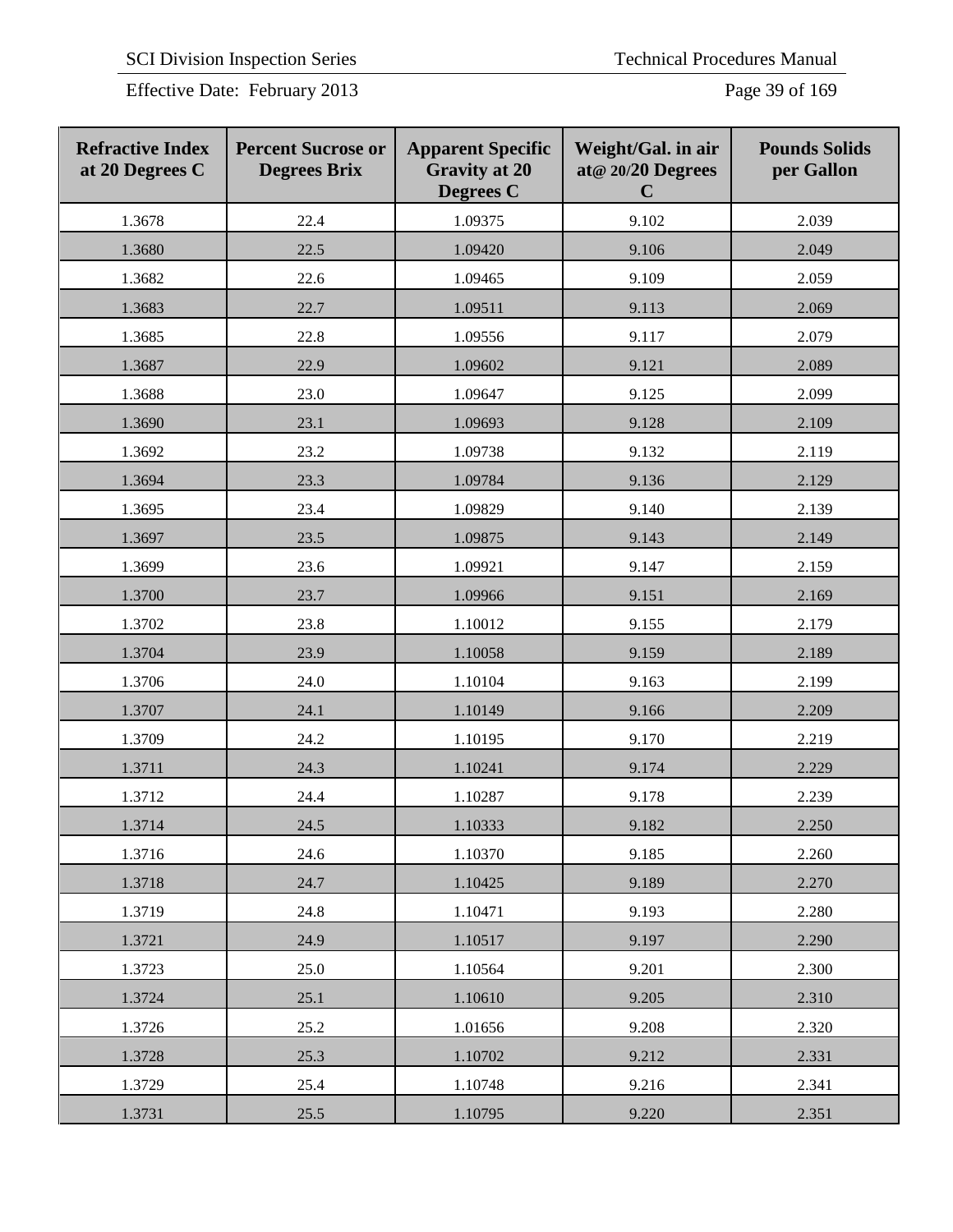| Refractive Index at 20 Degrees C | Percent Sucrose or Degrees Brix | Apparent Specific Gravity at 20 Degrees C | Weight/Gal. in air at@ 20/20 Degrees C | Pounds Solids per Gallon |
|---|---|---|---|---|
| 1.3678 | 22.4 | 1.09375 | 9.102 | 2.039 |
| 1.3680 | 22.5 | 1.09420 | 9.106 | 2.049 |
| 1.3682 | 22.6 | 1.09465 | 9.109 | 2.059 |
| 1.3683 | 22.7 | 1.09511 | 9.113 | 2.069 |
| 1.3685 | 22.8 | 1.09556 | 9.117 | 2.079 |
| 1.3687 | 22.9 | 1.09602 | 9.121 | 2.089 |
| 1.3688 | 23.0 | 1.09647 | 9.125 | 2.099 |
| 1.3690 | 23.1 | 1.09693 | 9.128 | 2.109 |
| 1.3692 | 23.2 | 1.09738 | 9.132 | 2.119 |
| 1.3694 | 23.3 | 1.09784 | 9.136 | 2.129 |
| 1.3695 | 23.4 | 1.09829 | 9.140 | 2.139 |
| 1.3697 | 23.5 | 1.09875 | 9.143 | 2.149 |
| 1.3699 | 23.6 | 1.09921 | 9.147 | 2.159 |
| 1.3700 | 23.7 | 1.09966 | 9.151 | 2.169 |
| 1.3702 | 23.8 | 1.10012 | 9.155 | 2.179 |
| 1.3704 | 23.9 | 1.10058 | 9.159 | 2.189 |
| 1.3706 | 24.0 | 1.10104 | 9.163 | 2.199 |
| 1.3707 | 24.1 | 1.10149 | 9.166 | 2.209 |
| 1.3709 | 24.2 | 1.10195 | 9.170 | 2.219 |
| 1.3711 | 24.3 | 1.10241 | 9.174 | 2.229 |
| 1.3712 | 24.4 | 1.10287 | 9.178 | 2.239 |
| 1.3714 | 24.5 | 1.10333 | 9.182 | 2.250 |
| 1.3716 | 24.6 | 1.10370 | 9.185 | 2.260 |
| 1.3718 | 24.7 | 1.10425 | 9.189 | 2.270 |
| 1.3719 | 24.8 | 1.10471 | 9.193 | 2.280 |
| 1.3721 | 24.9 | 1.10517 | 9.197 | 2.290 |
| 1.3723 | 25.0 | 1.10564 | 9.201 | 2.300 |
| 1.3724 | 25.1 | 1.10610 | 9.205 | 2.310 |
| 1.3726 | 25.2 | 1.01656 | 9.208 | 2.320 |
| 1.3728 | 25.3 | 1.10702 | 9.212 | 2.331 |
| 1.3729 | 25.4 | 1.10748 | 9.216 | 2.341 |
| 1.3731 | 25.5 | 1.10795 | 9.220 | 2.351 |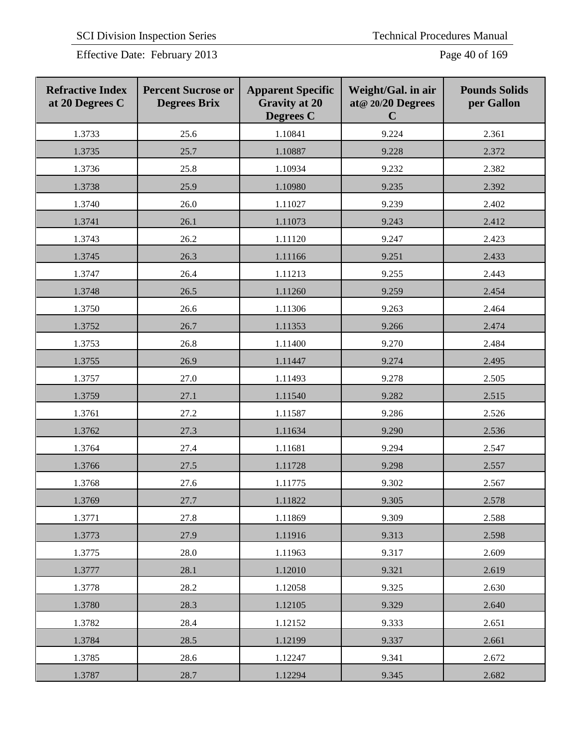| Refractive Index at 20 Degrees C | Percent Sucrose or Degrees Brix | Apparent Specific Gravity at 20 Degrees C | Weight/Gal. in air at@ 20/20 Degrees C | Pounds Solids per Gallon |
|---|---|---|---|---|
| 1.3733 | 25.6 | 1.10841 | 9.224 | 2.361 |
| 1.3735 | 25.7 | 1.10887 | 9.228 | 2.372 |
| 1.3736 | 25.8 | 1.10934 | 9.232 | 2.382 |
| 1.3738 | 25.9 | 1.10980 | 9.235 | 2.392 |
| 1.3740 | 26.0 | 1.11027 | 9.239 | 2.402 |
| 1.3741 | 26.1 | 1.11073 | 9.243 | 2.412 |
| 1.3743 | 26.2 | 1.11120 | 9.247 | 2.423 |
| 1.3745 | 26.3 | 1.11166 | 9.251 | 2.433 |
| 1.3747 | 26.4 | 1.11213 | 9.255 | 2.443 |
| 1.3748 | 26.5 | 1.11260 | 9.259 | 2.454 |
| 1.3750 | 26.6 | 1.11306 | 9.263 | 2.464 |
| 1.3752 | 26.7 | 1.11353 | 9.266 | 2.474 |
| 1.3753 | 26.8 | 1.11400 | 9.270 | 2.484 |
| 1.3755 | 26.9 | 1.11447 | 9.274 | 2.495 |
| 1.3757 | 27.0 | 1.11493 | 9.278 | 2.505 |
| 1.3759 | 27.1 | 1.11540 | 9.282 | 2.515 |
| 1.3761 | 27.2 | 1.11587 | 9.286 | 2.526 |
| 1.3762 | 27.3 | 1.11634 | 9.290 | 2.536 |
| 1.3764 | 27.4 | 1.11681 | 9.294 | 2.547 |
| 1.3766 | 27.5 | 1.11728 | 9.298 | 2.557 |
| 1.3768 | 27.6 | 1.11775 | 9.302 | 2.567 |
| 1.3769 | 27.7 | 1.11822 | 9.305 | 2.578 |
| 1.3771 | 27.8 | 1.11869 | 9.309 | 2.588 |
| 1.3773 | 27.9 | 1.11916 | 9.313 | 2.598 |
| 1.3775 | 28.0 | 1.11963 | 9.317 | 2.609 |
| 1.3777 | 28.1 | 1.12010 | 9.321 | 2.619 |
| 1.3778 | 28.2 | 1.12058 | 9.325 | 2.630 |
| 1.3780 | 28.3 | 1.12105 | 9.329 | 2.640 |
| 1.3782 | 28.4 | 1.12152 | 9.333 | 2.651 |
| 1.3784 | 28.5 | 1.12199 | 9.337 | 2.661 |
| 1.3785 | 28.6 | 1.12247 | 9.341 | 2.672 |
| 1.3787 | 28.7 | 1.12294 | 9.345 | 2.682 |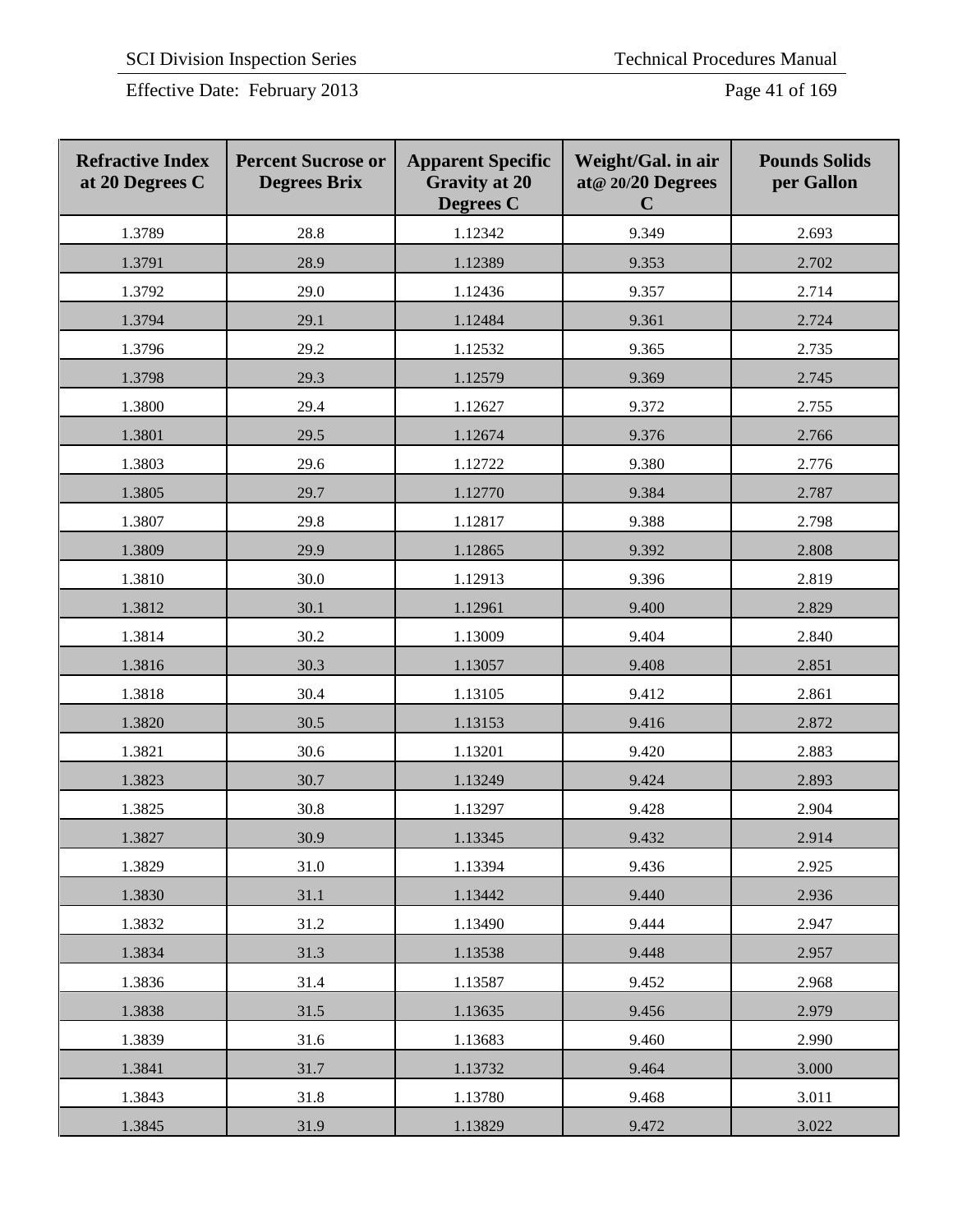| Refractive Index at 20 Degrees C | Percent Sucrose or Degrees Brix | Apparent Specific Gravity at 20 Degrees C | Weight/Gal. in air at@ 20/20 Degrees C | Pounds Solids per Gallon |
|---|---|---|---|---|
| 1.3789 | 28.8 | 1.12342 | 9.349 | 2.693 |
| 1.3791 | 28.9 | 1.12389 | 9.353 | 2.702 |
| 1.3792 | 29.0 | 1.12436 | 9.357 | 2.714 |
| 1.3794 | 29.1 | 1.12484 | 9.361 | 2.724 |
| 1.3796 | 29.2 | 1.12532 | 9.365 | 2.735 |
| 1.3798 | 29.3 | 1.12579 | 9.369 | 2.745 |
| 1.3800 | 29.4 | 1.12627 | 9.372 | 2.755 |
| 1.3801 | 29.5 | 1.12674 | 9.376 | 2.766 |
| 1.3803 | 29.6 | 1.12722 | 9.380 | 2.776 |
| 1.3805 | 29.7 | 1.12770 | 9.384 | 2.787 |
| 1.3807 | 29.8 | 1.12817 | 9.388 | 2.798 |
| 1.3809 | 29.9 | 1.12865 | 9.392 | 2.808 |
| 1.3810 | 30.0 | 1.12913 | 9.396 | 2.819 |
| 1.3812 | 30.1 | 1.12961 | 9.400 | 2.829 |
| 1.3814 | 30.2 | 1.13009 | 9.404 | 2.840 |
| 1.3816 | 30.3 | 1.13057 | 9.408 | 2.851 |
| 1.3818 | 30.4 | 1.13105 | 9.412 | 2.861 |
| 1.3820 | 30.5 | 1.13153 | 9.416 | 2.872 |
| 1.3821 | 30.6 | 1.13201 | 9.420 | 2.883 |
| 1.3823 | 30.7 | 1.13249 | 9.424 | 2.893 |
| 1.3825 | 30.8 | 1.13297 | 9.428 | 2.904 |
| 1.3827 | 30.9 | 1.13345 | 9.432 | 2.914 |
| 1.3829 | 31.0 | 1.13394 | 9.436 | 2.925 |
| 1.3830 | 31.1 | 1.13442 | 9.440 | 2.936 |
| 1.3832 | 31.2 | 1.13490 | 9.444 | 2.947 |
| 1.3834 | 31.3 | 1.13538 | 9.448 | 2.957 |
| 1.3836 | 31.4 | 1.13587 | 9.452 | 2.968 |
| 1.3838 | 31.5 | 1.13635 | 9.456 | 2.979 |
| 1.3839 | 31.6 | 1.13683 | 9.460 | 2.990 |
| 1.3841 | 31.7 | 1.13732 | 9.464 | 3.000 |
| 1.3843 | 31.8 | 1.13780 | 9.468 | 3.011 |
| 1.3845 | 31.9 | 1.13829 | 9.472 | 3.022 |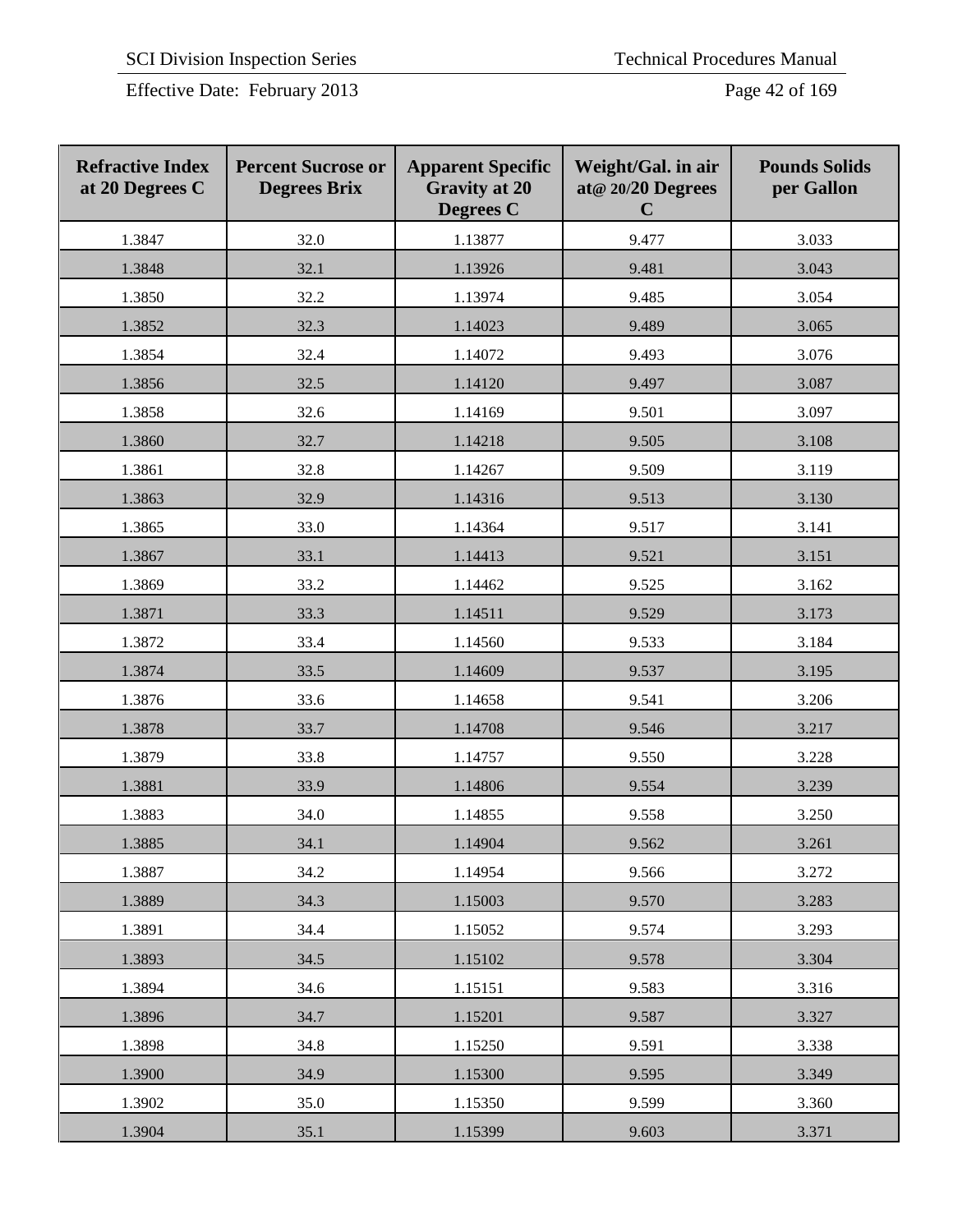| Refractive Index at 20 Degrees C | Percent Sucrose or Degrees Brix | Apparent Specific Gravity at 20 Degrees C | Weight/Gal. in air at@ 20/20 Degrees C | Pounds Solids per Gallon |
|---|---|---|---|---|
| 1.3847 | 32.0 | 1.13877 | 9.477 | 3.033 |
| 1.3848 | 32.1 | 1.13926 | 9.481 | 3.043 |
| 1.3850 | 32.2 | 1.13974 | 9.485 | 3.054 |
| 1.3852 | 32.3 | 1.14023 | 9.489 | 3.065 |
| 1.3854 | 32.4 | 1.14072 | 9.493 | 3.076 |
| 1.3856 | 32.5 | 1.14120 | 9.497 | 3.087 |
| 1.3858 | 32.6 | 1.14169 | 9.501 | 3.097 |
| 1.3860 | 32.7 | 1.14218 | 9.505 | 3.108 |
| 1.3861 | 32.8 | 1.14267 | 9.509 | 3.119 |
| 1.3863 | 32.9 | 1.14316 | 9.513 | 3.130 |
| 1.3865 | 33.0 | 1.14364 | 9.517 | 3.141 |
| 1.3867 | 33.1 | 1.14413 | 9.521 | 3.151 |
| 1.3869 | 33.2 | 1.14462 | 9.525 | 3.162 |
| 1.3871 | 33.3 | 1.14511 | 9.529 | 3.173 |
| 1.3872 | 33.4 | 1.14560 | 9.533 | 3.184 |
| 1.3874 | 33.5 | 1.14609 | 9.537 | 3.195 |
| 1.3876 | 33.6 | 1.14658 | 9.541 | 3.206 |
| 1.3878 | 33.7 | 1.14708 | 9.546 | 3.217 |
| 1.3879 | 33.8 | 1.14757 | 9.550 | 3.228 |
| 1.3881 | 33.9 | 1.14806 | 9.554 | 3.239 |
| 1.3883 | 34.0 | 1.14855 | 9.558 | 3.250 |
| 1.3885 | 34.1 | 1.14904 | 9.562 | 3.261 |
| 1.3887 | 34.2 | 1.14954 | 9.566 | 3.272 |
| 1.3889 | 34.3 | 1.15003 | 9.570 | 3.283 |
| 1.3891 | 34.4 | 1.15052 | 9.574 | 3.293 |
| 1.3893 | 34.5 | 1.15102 | 9.578 | 3.304 |
| 1.3894 | 34.6 | 1.15151 | 9.583 | 3.316 |
| 1.3896 | 34.7 | 1.15201 | 9.587 | 3.327 |
| 1.3898 | 34.8 | 1.15250 | 9.591 | 3.338 |
| 1.3900 | 34.9 | 1.15300 | 9.595 | 3.349 |
| 1.3902 | 35.0 | 1.15350 | 9.599 | 3.360 |
| 1.3904 | 35.1 | 1.15399 | 9.603 | 3.371 |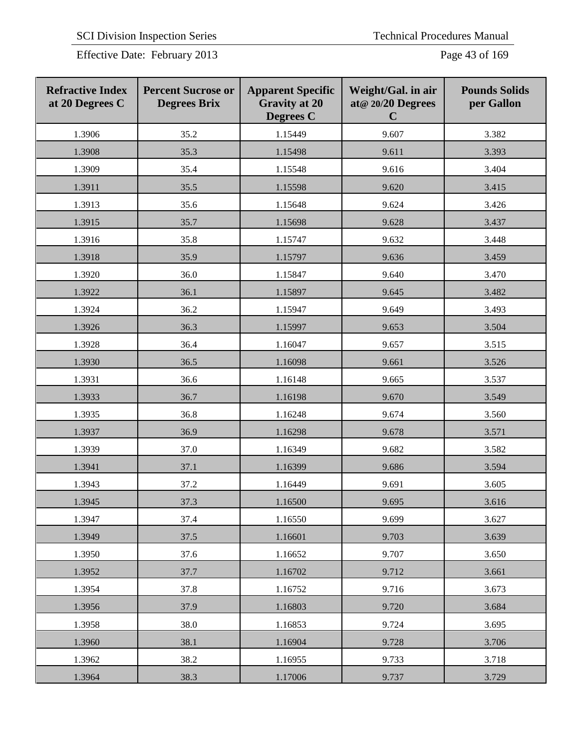| Refractive Index at 20 Degrees C | Percent Sucrose or Degrees Brix | Apparent Specific Gravity at 20 Degrees C | Weight/Gal. in air at@ 20/20 Degrees C | Pounds Solids per Gallon |
|---|---|---|---|---|
| 1.3906 | 35.2 | 1.15449 | 9.607 | 3.382 |
| 1.3908 | 35.3 | 1.15498 | 9.611 | 3.393 |
| 1.3909 | 35.4 | 1.15548 | 9.616 | 3.404 |
| 1.3911 | 35.5 | 1.15598 | 9.620 | 3.415 |
| 1.3913 | 35.6 | 1.15648 | 9.624 | 3.426 |
| 1.3915 | 35.7 | 1.15698 | 9.628 | 3.437 |
| 1.3916 | 35.8 | 1.15747 | 9.632 | 3.448 |
| 1.3918 | 35.9 | 1.15797 | 9.636 | 3.459 |
| 1.3920 | 36.0 | 1.15847 | 9.640 | 3.470 |
| 1.3922 | 36.1 | 1.15897 | 9.645 | 3.482 |
| 1.3924 | 36.2 | 1.15947 | 9.649 | 3.493 |
| 1.3926 | 36.3 | 1.15997 | 9.653 | 3.504 |
| 1.3928 | 36.4 | 1.16047 | 9.657 | 3.515 |
| 1.3930 | 36.5 | 1.16098 | 9.661 | 3.526 |
| 1.3931 | 36.6 | 1.16148 | 9.665 | 3.537 |
| 1.3933 | 36.7 | 1.16198 | 9.670 | 3.549 |
| 1.3935 | 36.8 | 1.16248 | 9.674 | 3.560 |
| 1.3937 | 36.9 | 1.16298 | 9.678 | 3.571 |
| 1.3939 | 37.0 | 1.16349 | 9.682 | 3.582 |
| 1.3941 | 37.1 | 1.16399 | 9.686 | 3.594 |
| 1.3943 | 37.2 | 1.16449 | 9.691 | 3.605 |
| 1.3945 | 37.3 | 1.16500 | 9.695 | 3.616 |
| 1.3947 | 37.4 | 1.16550 | 9.699 | 3.627 |
| 1.3949 | 37.5 | 1.16601 | 9.703 | 3.639 |
| 1.3950 | 37.6 | 1.16652 | 9.707 | 3.650 |
| 1.3952 | 37.7 | 1.16702 | 9.712 | 3.661 |
| 1.3954 | 37.8 | 1.16752 | 9.716 | 3.673 |
| 1.3956 | 37.9 | 1.16803 | 9.720 | 3.684 |
| 1.3958 | 38.0 | 1.16853 | 9.724 | 3.695 |
| 1.3960 | 38.1 | 1.16904 | 9.728 | 3.706 |
| 1.3962 | 38.2 | 1.16955 | 9.733 | 3.718 |
| 1.3964 | 38.3 | 1.17006 | 9.737 | 3.729 |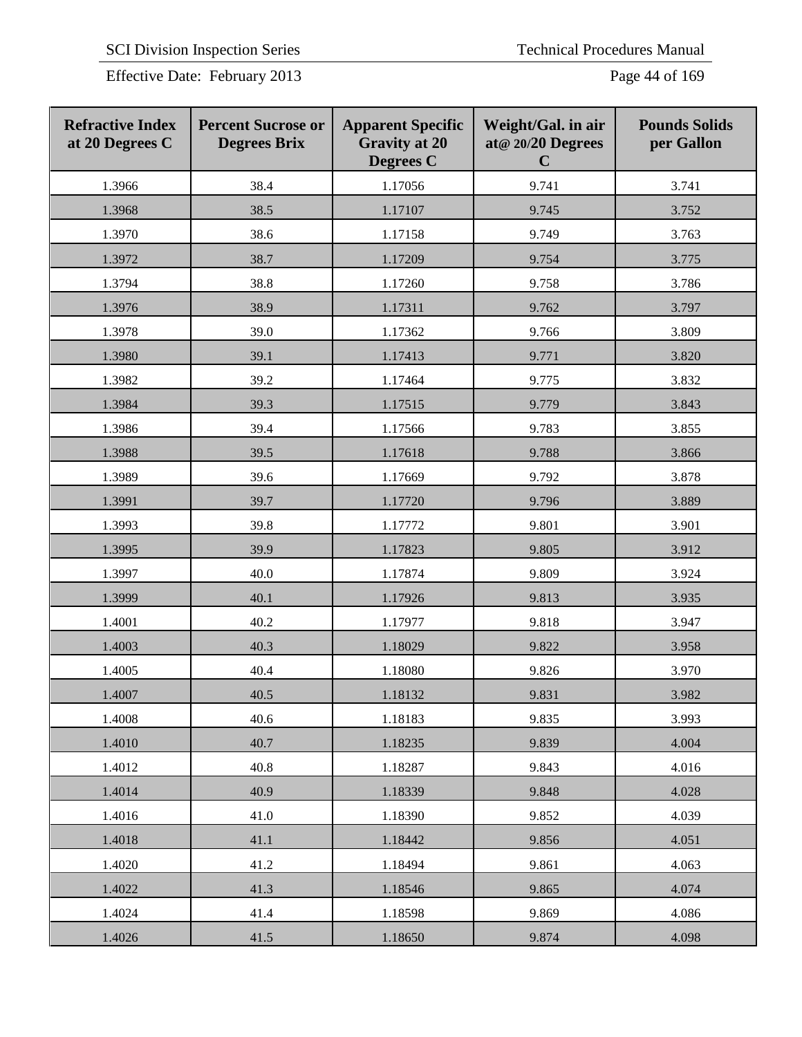| Refractive Index at 20 Degrees C | Percent Sucrose or Degrees Brix | Apparent Specific Gravity at 20 Degrees C | Weight/Gal. in air at@ 20/20 Degrees C | Pounds Solids per Gallon |
|---|---|---|---|---|
| 1.3966 | 38.4 | 1.17056 | 9.741 | 3.741 |
| 1.3968 | 38.5 | 1.17107 | 9.745 | 3.752 |
| 1.3970 | 38.6 | 1.17158 | 9.749 | 3.763 |
| 1.3972 | 38.7 | 1.17209 | 9.754 | 3.775 |
| 1.3794 | 38.8 | 1.17260 | 9.758 | 3.786 |
| 1.3976 | 38.9 | 1.17311 | 9.762 | 3.797 |
| 1.3978 | 39.0 | 1.17362 | 9.766 | 3.809 |
| 1.3980 | 39.1 | 1.17413 | 9.771 | 3.820 |
| 1.3982 | 39.2 | 1.17464 | 9.775 | 3.832 |
| 1.3984 | 39.3 | 1.17515 | 9.779 | 3.843 |
| 1.3986 | 39.4 | 1.17566 | 9.783 | 3.855 |
| 1.3988 | 39.5 | 1.17618 | 9.788 | 3.866 |
| 1.3989 | 39.6 | 1.17669 | 9.792 | 3.878 |
| 1.3991 | 39.7 | 1.17720 | 9.796 | 3.889 |
| 1.3993 | 39.8 | 1.17772 | 9.801 | 3.901 |
| 1.3995 | 39.9 | 1.17823 | 9.805 | 3.912 |
| 1.3997 | 40.0 | 1.17874 | 9.809 | 3.924 |
| 1.3999 | 40.1 | 1.17926 | 9.813 | 3.935 |
| 1.4001 | 40.2 | 1.17977 | 9.818 | 3.947 |
| 1.4003 | 40.3 | 1.18029 | 9.822 | 3.958 |
| 1.4005 | 40.4 | 1.18080 | 9.826 | 3.970 |
| 1.4007 | 40.5 | 1.18132 | 9.831 | 3.982 |
| 1.4008 | 40.6 | 1.18183 | 9.835 | 3.993 |
| 1.4010 | 40.7 | 1.18235 | 9.839 | 4.004 |
| 1.4012 | 40.8 | 1.18287 | 9.843 | 4.016 |
| 1.4014 | 40.9 | 1.18339 | 9.848 | 4.028 |
| 1.4016 | 41.0 | 1.18390 | 9.852 | 4.039 |
| 1.4018 | 41.1 | 1.18442 | 9.856 | 4.051 |
| 1.4020 | 41.2 | 1.18494 | 9.861 | 4.063 |
| 1.4022 | 41.3 | 1.18546 | 9.865 | 4.074 |
| 1.4024 | 41.4 | 1.18598 | 9.869 | 4.086 |
| 1.4026 | 41.5 | 1.18650 | 9.874 | 4.098 |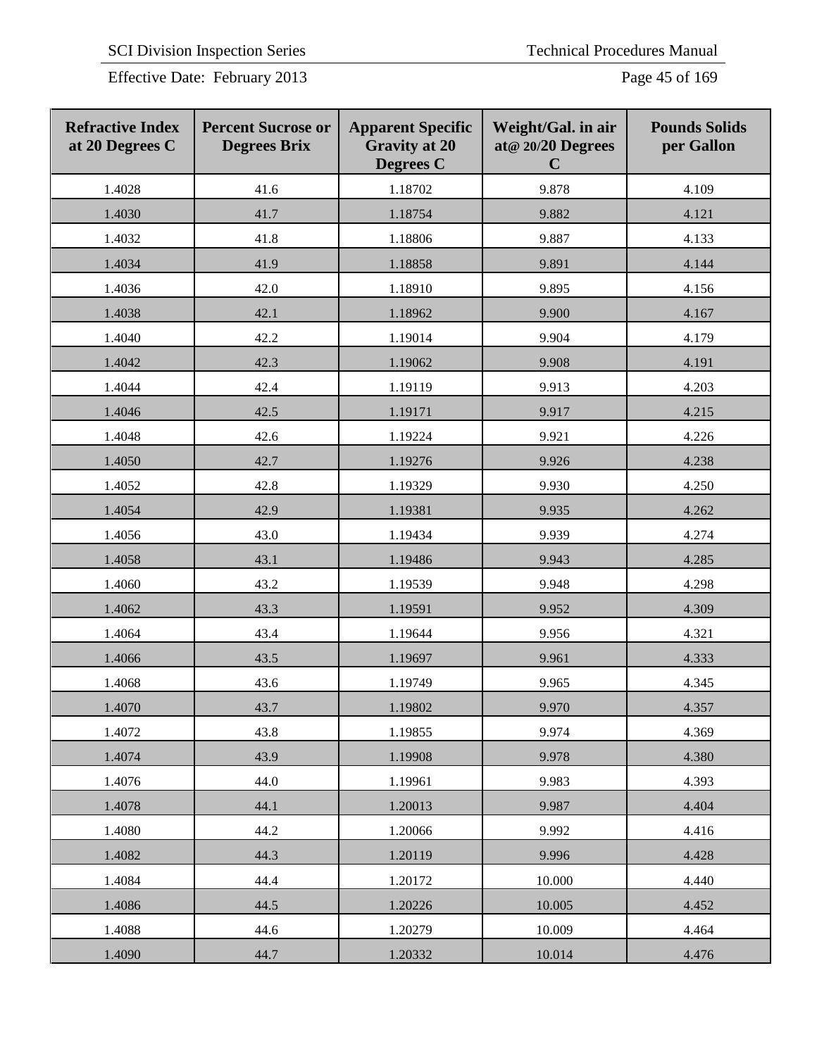| Refractive Index at 20 Degrees C | Percent Sucrose or Degrees Brix | Apparent Specific Gravity at 20 Degrees C | Weight/Gal. in air at@ 20/20 Degrees C | Pounds Solids per Gallon |
|---|---|---|---|---|
| 1.4028 | 41.6 | 1.18702 | 9.878 | 4.109 |
| 1.4030 | 41.7 | 1.18754 | 9.882 | 4.121 |
| 1.4032 | 41.8 | 1.18806 | 9.887 | 4.133 |
| 1.4034 | 41.9 | 1.18858 | 9.891 | 4.144 |
| 1.4036 | 42.0 | 1.18910 | 9.895 | 4.156 |
| 1.4038 | 42.1 | 1.18962 | 9.900 | 4.167 |
| 1.4040 | 42.2 | 1.19014 | 9.904 | 4.179 |
| 1.4042 | 42.3 | 1.19062 | 9.908 | 4.191 |
| 1.4044 | 42.4 | 1.19119 | 9.913 | 4.203 |
| 1.4046 | 42.5 | 1.19171 | 9.917 | 4.215 |
| 1.4048 | 42.6 | 1.19224 | 9.921 | 4.226 |
| 1.4050 | 42.7 | 1.19276 | 9.926 | 4.238 |
| 1.4052 | 42.8 | 1.19329 | 9.930 | 4.250 |
| 1.4054 | 42.9 | 1.19381 | 9.935 | 4.262 |
| 1.4056 | 43.0 | 1.19434 | 9.939 | 4.274 |
| 1.4058 | 43.1 | 1.19486 | 9.943 | 4.285 |
| 1.4060 | 43.2 | 1.19539 | 9.948 | 4.298 |
| 1.4062 | 43.3 | 1.19591 | 9.952 | 4.309 |
| 1.4064 | 43.4 | 1.19644 | 9.956 | 4.321 |
| 1.4066 | 43.5 | 1.19697 | 9.961 | 4.333 |
| 1.4068 | 43.6 | 1.19749 | 9.965 | 4.345 |
| 1.4070 | 43.7 | 1.19802 | 9.970 | 4.357 |
| 1.4072 | 43.8 | 1.19855 | 9.974 | 4.369 |
| 1.4074 | 43.9 | 1.19908 | 9.978 | 4.380 |
| 1.4076 | 44.0 | 1.19961 | 9.983 | 4.393 |
| 1.4078 | 44.1 | 1.20013 | 9.987 | 4.404 |
| 1.4080 | 44.2 | 1.20066 | 9.992 | 4.416 |
| 1.4082 | 44.3 | 1.20119 | 9.996 | 4.428 |
| 1.4084 | 44.4 | 1.20172 | 10.000 | 4.440 |
| 1.4086 | 44.5 | 1.20226 | 10.005 | 4.452 |
| 1.4088 | 44.6 | 1.20279 | 10.009 | 4.464 |
| 1.4090 | 44.7 | 1.20332 | 10.014 | 4.476 |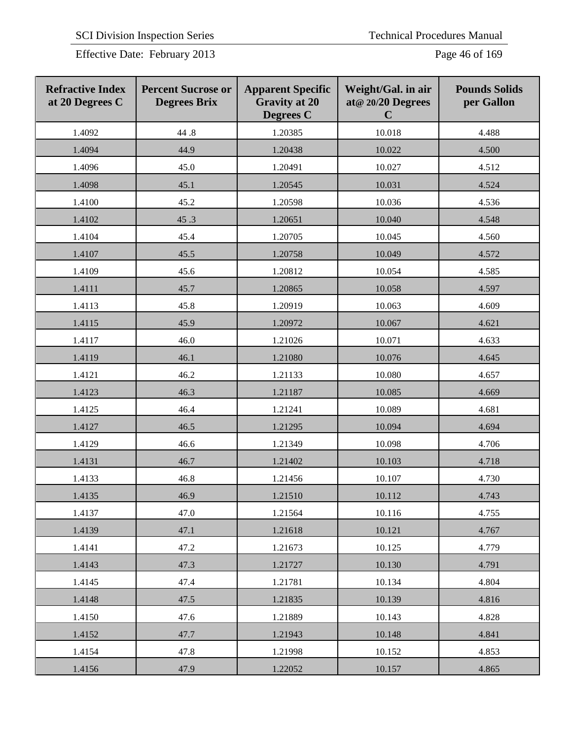| Refractive Index at 20 Degrees C | Percent Sucrose or Degrees Brix | Apparent Specific Gravity at 20 Degrees C | Weight/Gal. in air at@ 20/20 Degrees C | Pounds Solids per Gallon |
|---|---|---|---|---|
| 1.4092 | 44 .8 | 1.20385 | 10.018 | 4.488 |
| 1.4094 | 44.9 | 1.20438 | 10.022 | 4.500 |
| 1.4096 | 45.0 | 1.20491 | 10.027 | 4.512 |
| 1.4098 | 45.1 | 1.20545 | 10.031 | 4.524 |
| 1.4100 | 45.2 | 1.20598 | 10.036 | 4.536 |
| 1.4102 | 45 .3 | 1.20651 | 10.040 | 4.548 |
| 1.4104 | 45.4 | 1.20705 | 10.045 | 4.560 |
| 1.4107 | 45.5 | 1.20758 | 10.049 | 4.572 |
| 1.4109 | 45.6 | 1.20812 | 10.054 | 4.585 |
| 1.4111 | 45.7 | 1.20865 | 10.058 | 4.597 |
| 1.4113 | 45.8 | 1.20919 | 10.063 | 4.609 |
| 1.4115 | 45.9 | 1.20972 | 10.067 | 4.621 |
| 1.4117 | 46.0 | 1.21026 | 10.071 | 4.633 |
| 1.4119 | 46.1 | 1.21080 | 10.076 | 4.645 |
| 1.4121 | 46.2 | 1.21133 | 10.080 | 4.657 |
| 1.4123 | 46.3 | 1.21187 | 10.085 | 4.669 |
| 1.4125 | 46.4 | 1.21241 | 10.089 | 4.681 |
| 1.4127 | 46.5 | 1.21295 | 10.094 | 4.694 |
| 1.4129 | 46.6 | 1.21349 | 10.098 | 4.706 |
| 1.4131 | 46.7 | 1.21402 | 10.103 | 4.718 |
| 1.4133 | 46.8 | 1.21456 | 10.107 | 4.730 |
| 1.4135 | 46.9 | 1.21510 | 10.112 | 4.743 |
| 1.4137 | 47.0 | 1.21564 | 10.116 | 4.755 |
| 1.4139 | 47.1 | 1.21618 | 10.121 | 4.767 |
| 1.4141 | 47.2 | 1.21673 | 10.125 | 4.779 |
| 1.4143 | 47.3 | 1.21727 | 10.130 | 4.791 |
| 1.4145 | 47.4 | 1.21781 | 10.134 | 4.804 |
| 1.4148 | 47.5 | 1.21835 | 10.139 | 4.816 |
| 1.4150 | 47.6 | 1.21889 | 10.143 | 4.828 |
| 1.4152 | 47.7 | 1.21943 | 10.148 | 4.841 |
| 1.4154 | 47.8 | 1.21998 | 10.152 | 4.853 |
| 1.4156 | 47.9 | 1.22052 | 10.157 | 4.865 |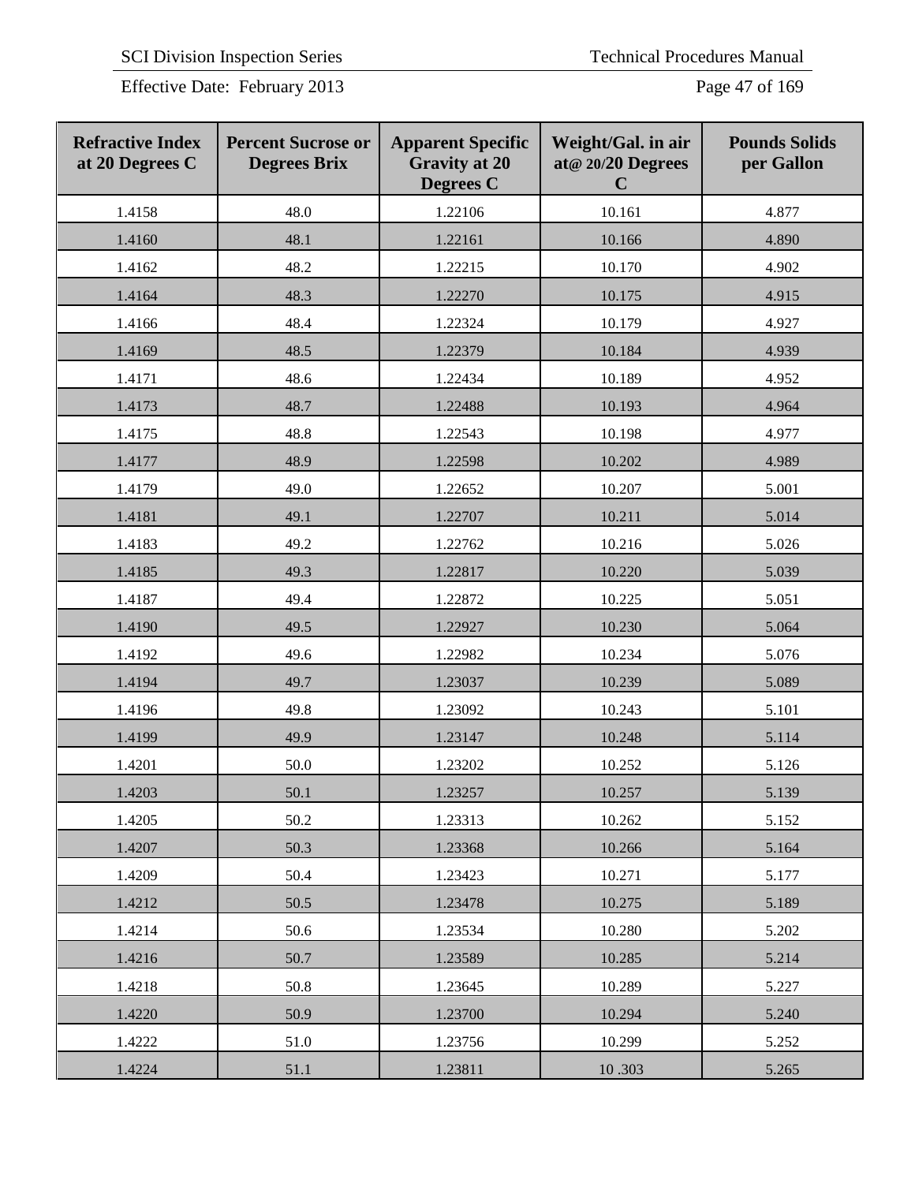| Refractive Index at 20 Degrees C | Percent Sucrose or Degrees Brix | Apparent Specific Gravity at 20 Degrees C | Weight/Gal. in air at@ 20/20 Degrees C | Pounds Solids per Gallon |
|---|---|---|---|---|
| 1.4158 | 48.0 | 1.22106 | 10.161 | 4.877 |
| 1.4160 | 48.1 | 1.22161 | 10.166 | 4.890 |
| 1.4162 | 48.2 | 1.22215 | 10.170 | 4.902 |
| 1.4164 | 48.3 | 1.22270 | 10.175 | 4.915 |
| 1.4166 | 48.4 | 1.22324 | 10.179 | 4.927 |
| 1.4169 | 48.5 | 1.22379 | 10.184 | 4.939 |
| 1.4171 | 48.6 | 1.22434 | 10.189 | 4.952 |
| 1.4173 | 48.7 | 1.22488 | 10.193 | 4.964 |
| 1.4175 | 48.8 | 1.22543 | 10.198 | 4.977 |
| 1.4177 | 48.9 | 1.22598 | 10.202 | 4.989 |
| 1.4179 | 49.0 | 1.22652 | 10.207 | 5.001 |
| 1.4181 | 49.1 | 1.22707 | 10.211 | 5.014 |
| 1.4183 | 49.2 | 1.22762 | 10.216 | 5.026 |
| 1.4185 | 49.3 | 1.22817 | 10.220 | 5.039 |
| 1.4187 | 49.4 | 1.22872 | 10.225 | 5.051 |
| 1.4190 | 49.5 | 1.22927 | 10.230 | 5.064 |
| 1.4192 | 49.6 | 1.22982 | 10.234 | 5.076 |
| 1.4194 | 49.7 | 1.23037 | 10.239 | 5.089 |
| 1.4196 | 49.8 | 1.23092 | 10.243 | 5.101 |
| 1.4199 | 49.9 | 1.23147 | 10.248 | 5.114 |
| 1.4201 | 50.0 | 1.23202 | 10.252 | 5.126 |
| 1.4203 | 50.1 | 1.23257 | 10.257 | 5.139 |
| 1.4205 | 50.2 | 1.23313 | 10.262 | 5.152 |
| 1.4207 | 50.3 | 1.23368 | 10.266 | 5.164 |
| 1.4209 | 50.4 | 1.23423 | 10.271 | 5.177 |
| 1.4212 | 50.5 | 1.23478 | 10.275 | 5.189 |
| 1.4214 | 50.6 | 1.23534 | 10.280 | 5.202 |
| 1.4216 | 50.7 | 1.23589 | 10.285 | 5.214 |
| 1.4218 | 50.8 | 1.23645 | 10.289 | 5.227 |
| 1.4220 | 50.9 | 1.23700 | 10.294 | 5.240 |
| 1.4222 | 51.0 | 1.23756 | 10.299 | 5.252 |
| 1.4224 | 51.1 | 1.23811 | 10 .303 | 5.265 |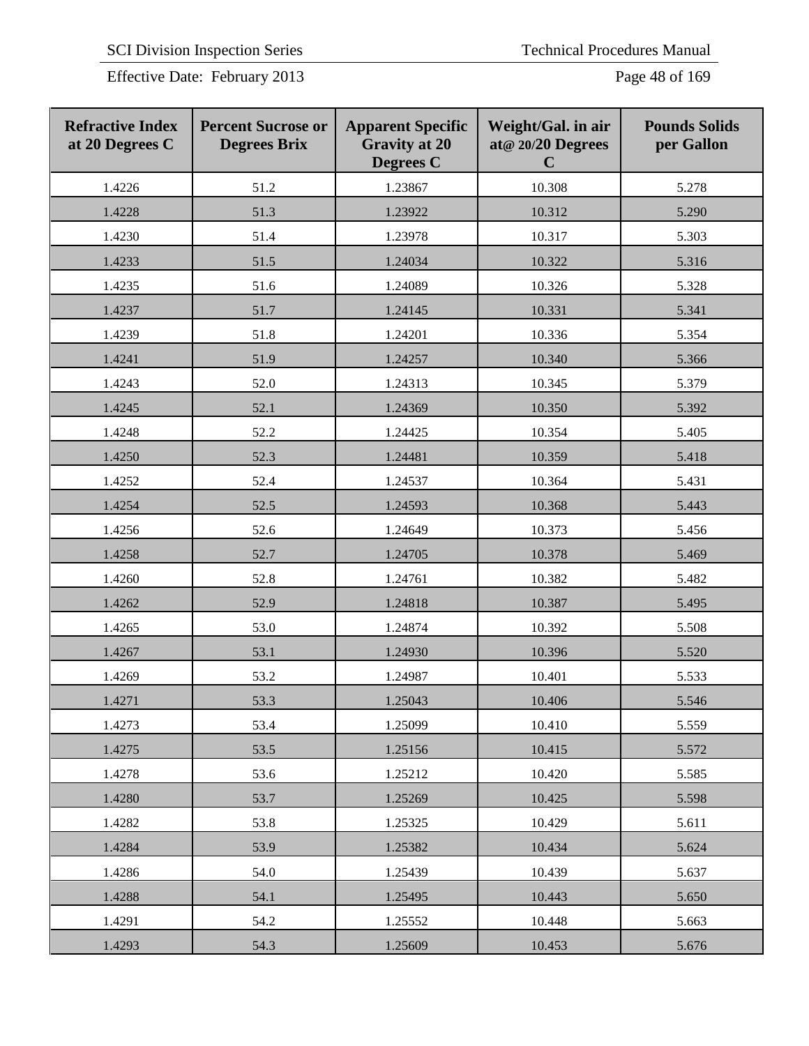| Refractive Index at 20 Degrees C | Percent Sucrose or Degrees Brix | Apparent Specific Gravity at 20 Degrees C | Weight/Gal. in air at@ 20/20 Degrees C | Pounds Solids per Gallon |
|---|---|---|---|---|
| 1.4226 | 51.2 | 1.23867 | 10.308 | 5.278 |
| 1.4228 | 51.3 | 1.23922 | 10.312 | 5.290 |
| 1.4230 | 51.4 | 1.23978 | 10.317 | 5.303 |
| 1.4233 | 51.5 | 1.24034 | 10.322 | 5.316 |
| 1.4235 | 51.6 | 1.24089 | 10.326 | 5.328 |
| 1.4237 | 51.7 | 1.24145 | 10.331 | 5.341 |
| 1.4239 | 51.8 | 1.24201 | 10.336 | 5.354 |
| 1.4241 | 51.9 | 1.24257 | 10.340 | 5.366 |
| 1.4243 | 52.0 | 1.24313 | 10.345 | 5.379 |
| 1.4245 | 52.1 | 1.24369 | 10.350 | 5.392 |
| 1.4248 | 52.2 | 1.24425 | 10.354 | 5.405 |
| 1.4250 | 52.3 | 1.24481 | 10.359 | 5.418 |
| 1.4252 | 52.4 | 1.24537 | 10.364 | 5.431 |
| 1.4254 | 52.5 | 1.24593 | 10.368 | 5.443 |
| 1.4256 | 52.6 | 1.24649 | 10.373 | 5.456 |
| 1.4258 | 52.7 | 1.24705 | 10.378 | 5.469 |
| 1.4260 | 52.8 | 1.24761 | 10.382 | 5.482 |
| 1.4262 | 52.9 | 1.24818 | 10.387 | 5.495 |
| 1.4265 | 53.0 | 1.24874 | 10.392 | 5.508 |
| 1.4267 | 53.1 | 1.24930 | 10.396 | 5.520 |
| 1.4269 | 53.2 | 1.24987 | 10.401 | 5.533 |
| 1.4271 | 53.3 | 1.25043 | 10.406 | 5.546 |
| 1.4273 | 53.4 | 1.25099 | 10.410 | 5.559 |
| 1.4275 | 53.5 | 1.25156 | 10.415 | 5.572 |
| 1.4278 | 53.6 | 1.25212 | 10.420 | 5.585 |
| 1.4280 | 53.7 | 1.25269 | 10.425 | 5.598 |
| 1.4282 | 53.8 | 1.25325 | 10.429 | 5.611 |
| 1.4284 | 53.9 | 1.25382 | 10.434 | 5.624 |
| 1.4286 | 54.0 | 1.25439 | 10.439 | 5.637 |
| 1.4288 | 54.1 | 1.25495 | 10.443 | 5.650 |
| 1.4291 | 54.2 | 1.25552 | 10.448 | 5.663 |
| 1.4293 | 54.3 | 1.25609 | 10.453 | 5.676 |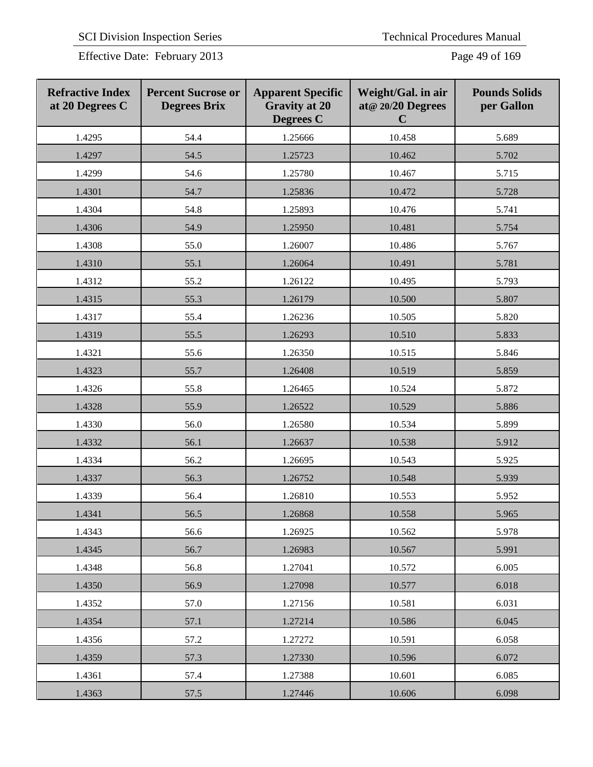| Refractive Index at 20 Degrees C | Percent Sucrose or Degrees Brix | Apparent Specific Gravity at 20 Degrees C | Weight/Gal. in air at@ 20/20 Degrees C | Pounds Solids per Gallon |
|---|---|---|---|---|
| 1.4295 | 54.4 | 1.25666 | 10.458 | 5.689 |
| 1.4297 | 54.5 | 1.25723 | 10.462 | 5.702 |
| 1.4299 | 54.6 | 1.25780 | 10.467 | 5.715 |
| 1.4301 | 54.7 | 1.25836 | 10.472 | 5.728 |
| 1.4304 | 54.8 | 1.25893 | 10.476 | 5.741 |
| 1.4306 | 54.9 | 1.25950 | 10.481 | 5.754 |
| 1.4308 | 55.0 | 1.26007 | 10.486 | 5.767 |
| 1.4310 | 55.1 | 1.26064 | 10.491 | 5.781 |
| 1.4312 | 55.2 | 1.26122 | 10.495 | 5.793 |
| 1.4315 | 55.3 | 1.26179 | 10.500 | 5.807 |
| 1.4317 | 55.4 | 1.26236 | 10.505 | 5.820 |
| 1.4319 | 55.5 | 1.26293 | 10.510 | 5.833 |
| 1.4321 | 55.6 | 1.26350 | 10.515 | 5.846 |
| 1.4323 | 55.7 | 1.26408 | 10.519 | 5.859 |
| 1.4326 | 55.8 | 1.26465 | 10.524 | 5.872 |
| 1.4328 | 55.9 | 1.26522 | 10.529 | 5.886 |
| 1.4330 | 56.0 | 1.26580 | 10.534 | 5.899 |
| 1.4332 | 56.1 | 1.26637 | 10.538 | 5.912 |
| 1.4334 | 56.2 | 1.26695 | 10.543 | 5.925 |
| 1.4337 | 56.3 | 1.26752 | 10.548 | 5.939 |
| 1.4339 | 56.4 | 1.26810 | 10.553 | 5.952 |
| 1.4341 | 56.5 | 1.26868 | 10.558 | 5.965 |
| 1.4343 | 56.6 | 1.26925 | 10.562 | 5.978 |
| 1.4345 | 56.7 | 1.26983 | 10.567 | 5.991 |
| 1.4348 | 56.8 | 1.27041 | 10.572 | 6.005 |
| 1.4350 | 56.9 | 1.27098 | 10.577 | 6.018 |
| 1.4352 | 57.0 | 1.27156 | 10.581 | 6.031 |
| 1.4354 | 57.1 | 1.27214 | 10.586 | 6.045 |
| 1.4356 | 57.2 | 1.27272 | 10.591 | 6.058 |
| 1.4359 | 57.3 | 1.27330 | 10.596 | 6.072 |
| 1.4361 | 57.4 | 1.27388 | 10.601 | 6.085 |
| 1.4363 | 57.5 | 1.27446 | 10.606 | 6.098 |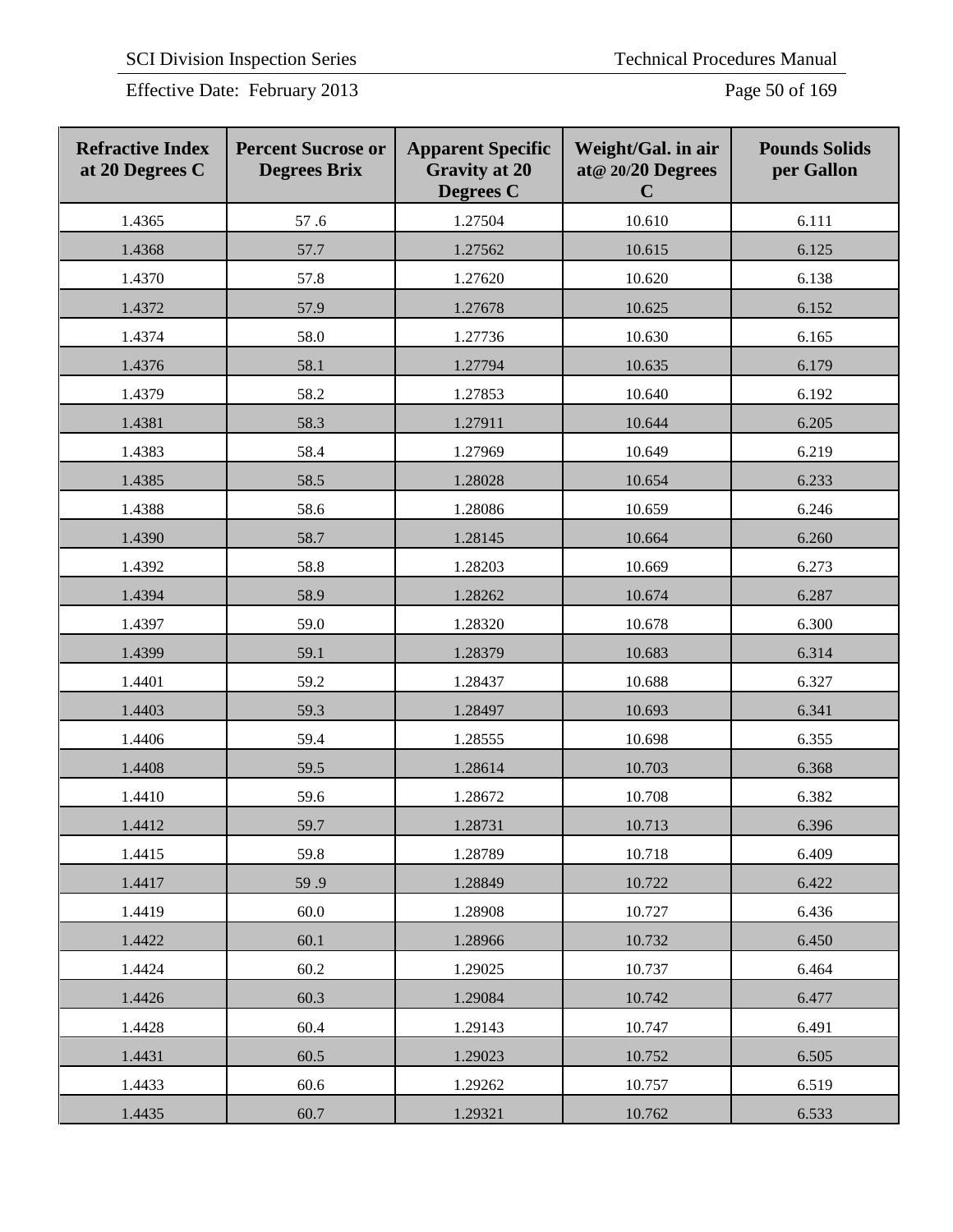| Refractive Index at 20 Degrees C | Percent Sucrose or Degrees Brix | Apparent Specific Gravity at 20 Degrees C | Weight/Gal. in air at@ 20/20 Degrees C | Pounds Solids per Gallon |
|---|---|---|---|---|
| 1.4365 | 57 .6 | 1.27504 | 10.610 | 6.111 |
| 1.4368 | 57.7 | 1.27562 | 10.615 | 6.125 |
| 1.4370 | 57.8 | 1.27620 | 10.620 | 6.138 |
| 1.4372 | 57.9 | 1.27678 | 10.625 | 6.152 |
| 1.4374 | 58.0 | 1.27736 | 10.630 | 6.165 |
| 1.4376 | 58.1 | 1.27794 | 10.635 | 6.179 |
| 1.4379 | 58.2 | 1.27853 | 10.640 | 6.192 |
| 1.4381 | 58.3 | 1.27911 | 10.644 | 6.205 |
| 1.4383 | 58.4 | 1.27969 | 10.649 | 6.219 |
| 1.4385 | 58.5 | 1.28028 | 10.654 | 6.233 |
| 1.4388 | 58.6 | 1.28086 | 10.659 | 6.246 |
| 1.4390 | 58.7 | 1.28145 | 10.664 | 6.260 |
| 1.4392 | 58.8 | 1.28203 | 10.669 | 6.273 |
| 1.4394 | 58.9 | 1.28262 | 10.674 | 6.287 |
| 1.4397 | 59.0 | 1.28320 | 10.678 | 6.300 |
| 1.4399 | 59.1 | 1.28379 | 10.683 | 6.314 |
| 1.4401 | 59.2 | 1.28437 | 10.688 | 6.327 |
| 1.4403 | 59.3 | 1.28497 | 10.693 | 6.341 |
| 1.4406 | 59.4 | 1.28555 | 10.698 | 6.355 |
| 1.4408 | 59.5 | 1.28614 | 10.703 | 6.368 |
| 1.4410 | 59.6 | 1.28672 | 10.708 | 6.382 |
| 1.4412 | 59.7 | 1.28731 | 10.713 | 6.396 |
| 1.4415 | 59.8 | 1.28789 | 10.718 | 6.409 |
| 1.4417 | 59 .9 | 1.28849 | 10.722 | 6.422 |
| 1.4419 | 60.0 | 1.28908 | 10.727 | 6.436 |
| 1.4422 | 60.1 | 1.28966 | 10.732 | 6.450 |
| 1.4424 | 60.2 | 1.29025 | 10.737 | 6.464 |
| 1.4426 | 60.3 | 1.29084 | 10.742 | 6.477 |
| 1.4428 | 60.4 | 1.29143 | 10.747 | 6.491 |
| 1.4431 | 60.5 | 1.29023 | 10.752 | 6.505 |
| 1.4433 | 60.6 | 1.29262 | 10.757 | 6.519 |
| 1.4435 | 60.7 | 1.29321 | 10.762 | 6.533 |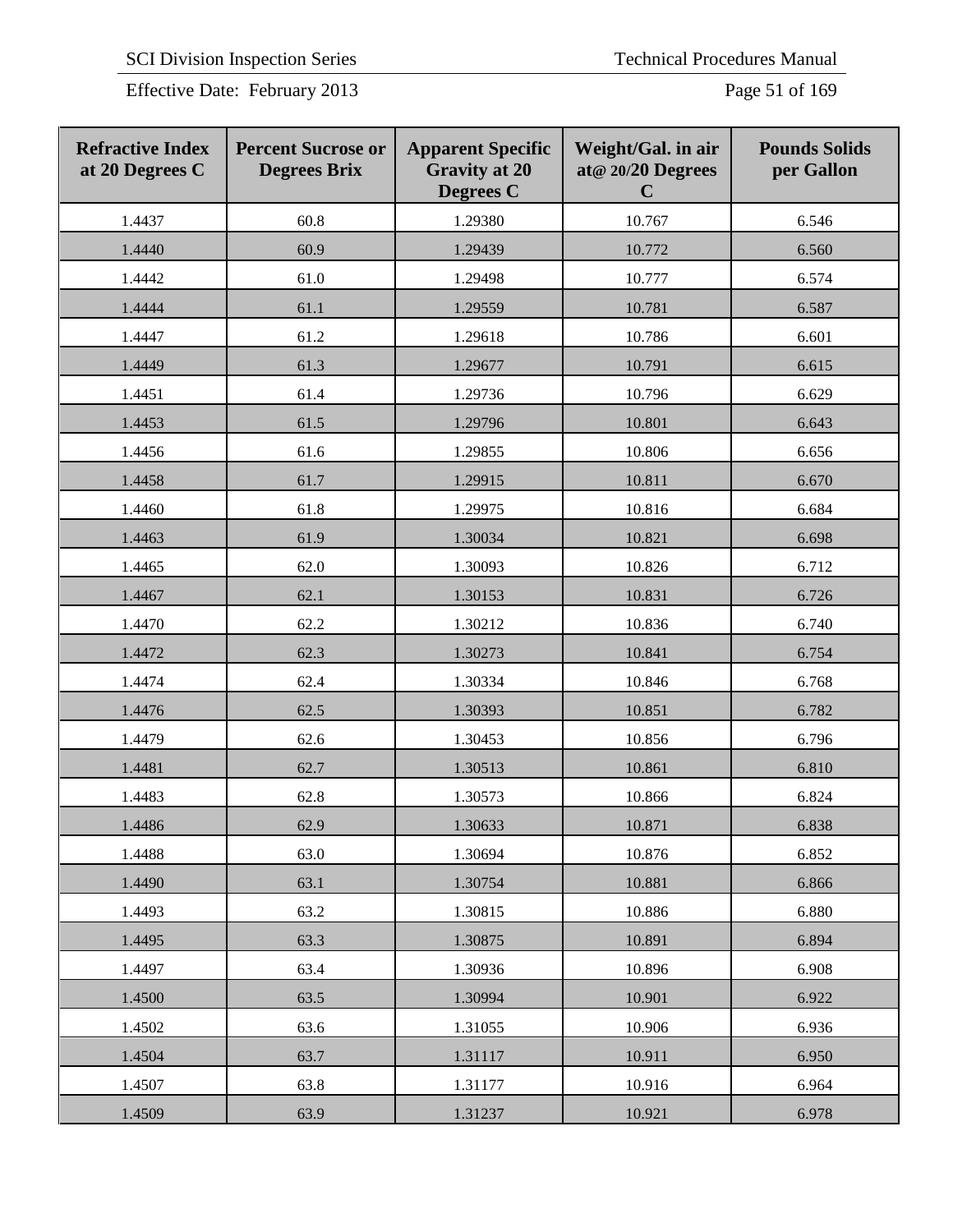| Refractive Index at 20 Degrees C | Percent Sucrose or Degrees Brix | Apparent Specific Gravity at 20 Degrees C | Weight/Gal. in air at@ 20/20 Degrees C | Pounds Solids per Gallon |
|---|---|---|---|---|
| 1.4437 | 60.8 | 1.29380 | 10.767 | 6.546 |
| 1.4440 | 60.9 | 1.29439 | 10.772 | 6.560 |
| 1.4442 | 61.0 | 1.29498 | 10.777 | 6.574 |
| 1.4444 | 61.1 | 1.29559 | 10.781 | 6.587 |
| 1.4447 | 61.2 | 1.29618 | 10.786 | 6.601 |
| 1.4449 | 61.3 | 1.29677 | 10.791 | 6.615 |
| 1.4451 | 61.4 | 1.29736 | 10.796 | 6.629 |
| 1.4453 | 61.5 | 1.29796 | 10.801 | 6.643 |
| 1.4456 | 61.6 | 1.29855 | 10.806 | 6.656 |
| 1.4458 | 61.7 | 1.29915 | 10.811 | 6.670 |
| 1.4460 | 61.8 | 1.29975 | 10.816 | 6.684 |
| 1.4463 | 61.9 | 1.30034 | 10.821 | 6.698 |
| 1.4465 | 62.0 | 1.30093 | 10.826 | 6.712 |
| 1.4467 | 62.1 | 1.30153 | 10.831 | 6.726 |
| 1.4470 | 62.2 | 1.30212 | 10.836 | 6.740 |
| 1.4472 | 62.3 | 1.30273 | 10.841 | 6.754 |
| 1.4474 | 62.4 | 1.30334 | 10.846 | 6.768 |
| 1.4476 | 62.5 | 1.30393 | 10.851 | 6.782 |
| 1.4479 | 62.6 | 1.30453 | 10.856 | 6.796 |
| 1.4481 | 62.7 | 1.30513 | 10.861 | 6.810 |
| 1.4483 | 62.8 | 1.30573 | 10.866 | 6.824 |
| 1.4486 | 62.9 | 1.30633 | 10.871 | 6.838 |
| 1.4488 | 63.0 | 1.30694 | 10.876 | 6.852 |
| 1.4490 | 63.1 | 1.30754 | 10.881 | 6.866 |
| 1.4493 | 63.2 | 1.30815 | 10.886 | 6.880 |
| 1.4495 | 63.3 | 1.30875 | 10.891 | 6.894 |
| 1.4497 | 63.4 | 1.30936 | 10.896 | 6.908 |
| 1.4500 | 63.5 | 1.30994 | 10.901 | 6.922 |
| 1.4502 | 63.6 | 1.31055 | 10.906 | 6.936 |
| 1.4504 | 63.7 | 1.31117 | 10.911 | 6.950 |
| 1.4507 | 63.8 | 1.31177 | 10.916 | 6.964 |
| 1.4509 | 63.9 | 1.31237 | 10.921 | 6.978 |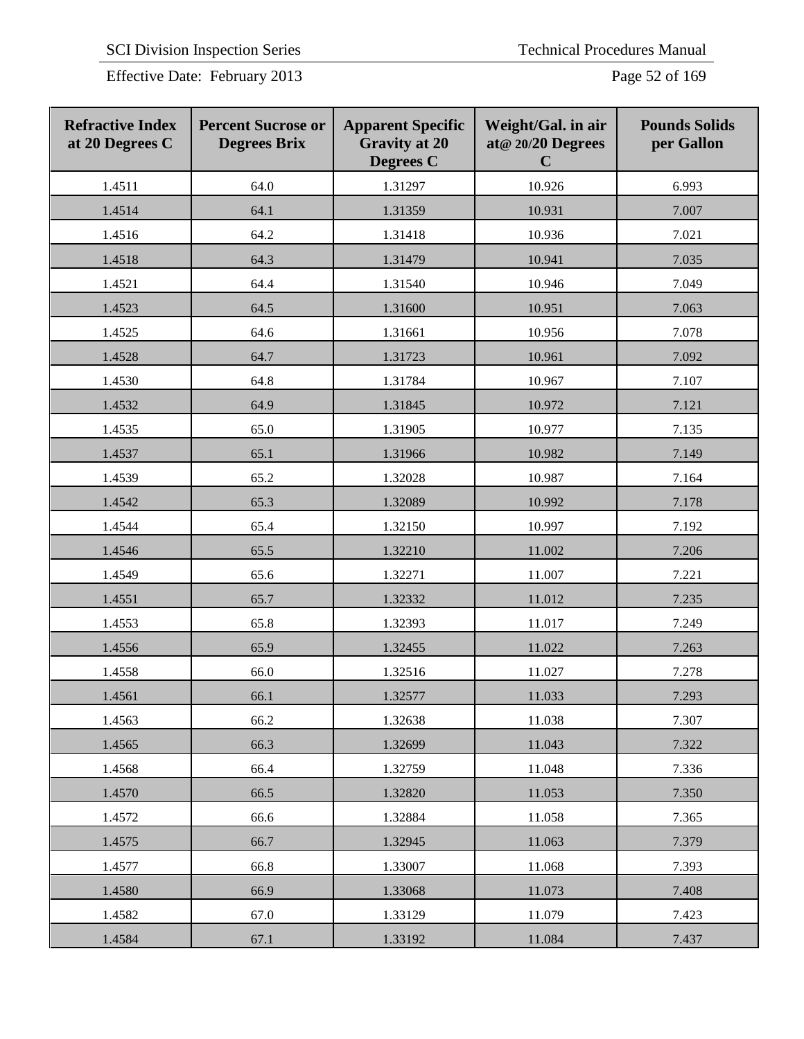| Refractive Index at 20 Degrees C | Percent Sucrose or Degrees Brix | Apparent Specific Gravity at 20 Degrees C | Weight/Gal. in air at@ 20/20 Degrees C | Pounds Solids per Gallon |
|---|---|---|---|---|
| 1.4511 | 64.0 | 1.31297 | 10.926 | 6.993 |
| 1.4514 | 64.1 | 1.31359 | 10.931 | 7.007 |
| 1.4516 | 64.2 | 1.31418 | 10.936 | 7.021 |
| 1.4518 | 64.3 | 1.31479 | 10.941 | 7.035 |
| 1.4521 | 64.4 | 1.31540 | 10.946 | 7.049 |
| 1.4523 | 64.5 | 1.31600 | 10.951 | 7.063 |
| 1.4525 | 64.6 | 1.31661 | 10.956 | 7.078 |
| 1.4528 | 64.7 | 1.31723 | 10.961 | 7.092 |
| 1.4530 | 64.8 | 1.31784 | 10.967 | 7.107 |
| 1.4532 | 64.9 | 1.31845 | 10.972 | 7.121 |
| 1.4535 | 65.0 | 1.31905 | 10.977 | 7.135 |
| 1.4537 | 65.1 | 1.31966 | 10.982 | 7.149 |
| 1.4539 | 65.2 | 1.32028 | 10.987 | 7.164 |
| 1.4542 | 65.3 | 1.32089 | 10.992 | 7.178 |
| 1.4544 | 65.4 | 1.32150 | 10.997 | 7.192 |
| 1.4546 | 65.5 | 1.32210 | 11.002 | 7.206 |
| 1.4549 | 65.6 | 1.32271 | 11.007 | 7.221 |
| 1.4551 | 65.7 | 1.32332 | 11.012 | 7.235 |
| 1.4553 | 65.8 | 1.32393 | 11.017 | 7.249 |
| 1.4556 | 65.9 | 1.32455 | 11.022 | 7.263 |
| 1.4558 | 66.0 | 1.32516 | 11.027 | 7.278 |
| 1.4561 | 66.1 | 1.32577 | 11.033 | 7.293 |
| 1.4563 | 66.2 | 1.32638 | 11.038 | 7.307 |
| 1.4565 | 66.3 | 1.32699 | 11.043 | 7.322 |
| 1.4568 | 66.4 | 1.32759 | 11.048 | 7.336 |
| 1.4570 | 66.5 | 1.32820 | 11.053 | 7.350 |
| 1.4572 | 66.6 | 1.32884 | 11.058 | 7.365 |
| 1.4575 | 66.7 | 1.32945 | 11.063 | 7.379 |
| 1.4577 | 66.8 | 1.33007 | 11.068 | 7.393 |
| 1.4580 | 66.9 | 1.33068 | 11.073 | 7.408 |
| 1.4582 | 67.0 | 1.33129 | 11.079 | 7.423 |
| 1.4584 | 67.1 | 1.33192 | 11.084 | 7.437 |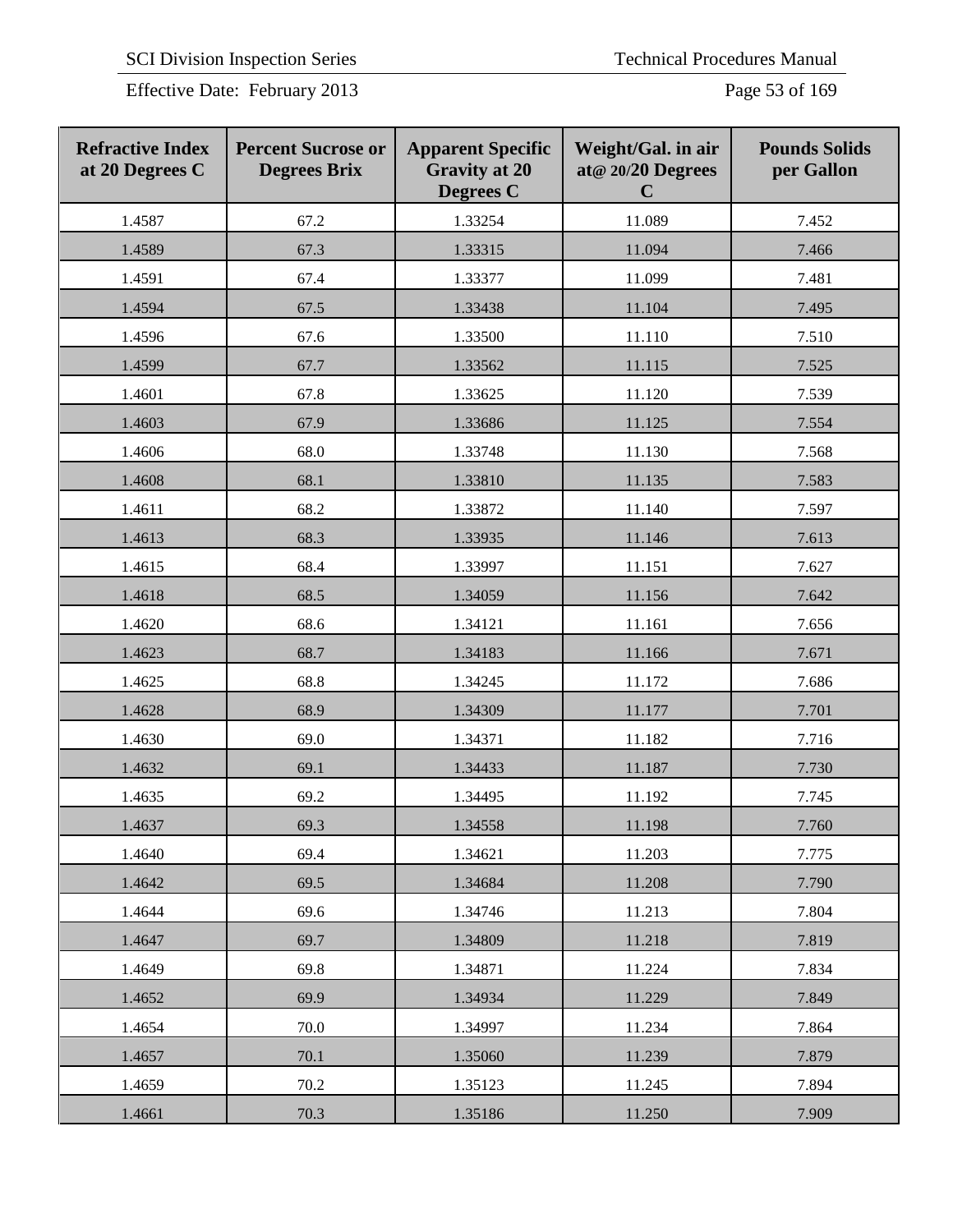| Refractive Index at 20 Degrees C | Percent Sucrose or Degrees Brix | Apparent Specific Gravity at 20 Degrees C | Weight/Gal. in air at@ 20/20 Degrees C | Pounds Solids per Gallon |
|---|---|---|---|---|
| 1.4587 | 67.2 | 1.33254 | 11.089 | 7.452 |
| 1.4589 | 67.3 | 1.33315 | 11.094 | 7.466 |
| 1.4591 | 67.4 | 1.33377 | 11.099 | 7.481 |
| 1.4594 | 67.5 | 1.33438 | 11.104 | 7.495 |
| 1.4596 | 67.6 | 1.33500 | 11.110 | 7.510 |
| 1.4599 | 67.7 | 1.33562 | 11.115 | 7.525 |
| 1.4601 | 67.8 | 1.33625 | 11.120 | 7.539 |
| 1.4603 | 67.9 | 1.33686 | 11.125 | 7.554 |
| 1.4606 | 68.0 | 1.33748 | 11.130 | 7.568 |
| 1.4608 | 68.1 | 1.33810 | 11.135 | 7.583 |
| 1.4611 | 68.2 | 1.33872 | 11.140 | 7.597 |
| 1.4613 | 68.3 | 1.33935 | 11.146 | 7.613 |
| 1.4615 | 68.4 | 1.33997 | 11.151 | 7.627 |
| 1.4618 | 68.5 | 1.34059 | 11.156 | 7.642 |
| 1.4620 | 68.6 | 1.34121 | 11.161 | 7.656 |
| 1.4623 | 68.7 | 1.34183 | 11.166 | 7.671 |
| 1.4625 | 68.8 | 1.34245 | 11.172 | 7.686 |
| 1.4628 | 68.9 | 1.34309 | 11.177 | 7.701 |
| 1.4630 | 69.0 | 1.34371 | 11.182 | 7.716 |
| 1.4632 | 69.1 | 1.34433 | 11.187 | 7.730 |
| 1.4635 | 69.2 | 1.34495 | 11.192 | 7.745 |
| 1.4637 | 69.3 | 1.34558 | 11.198 | 7.760 |
| 1.4640 | 69.4 | 1.34621 | 11.203 | 7.775 |
| 1.4642 | 69.5 | 1.34684 | 11.208 | 7.790 |
| 1.4644 | 69.6 | 1.34746 | 11.213 | 7.804 |
| 1.4647 | 69.7 | 1.34809 | 11.218 | 7.819 |
| 1.4649 | 69.8 | 1.34871 | 11.224 | 7.834 |
| 1.4652 | 69.9 | 1.34934 | 11.229 | 7.849 |
| 1.4654 | 70.0 | 1.34997 | 11.234 | 7.864 |
| 1.4657 | 70.1 | 1.35060 | 11.239 | 7.879 |
| 1.4659 | 70.2 | 1.35123 | 11.245 | 7.894 |
| 1.4661 | 70.3 | 1.35186 | 11.250 | 7.909 |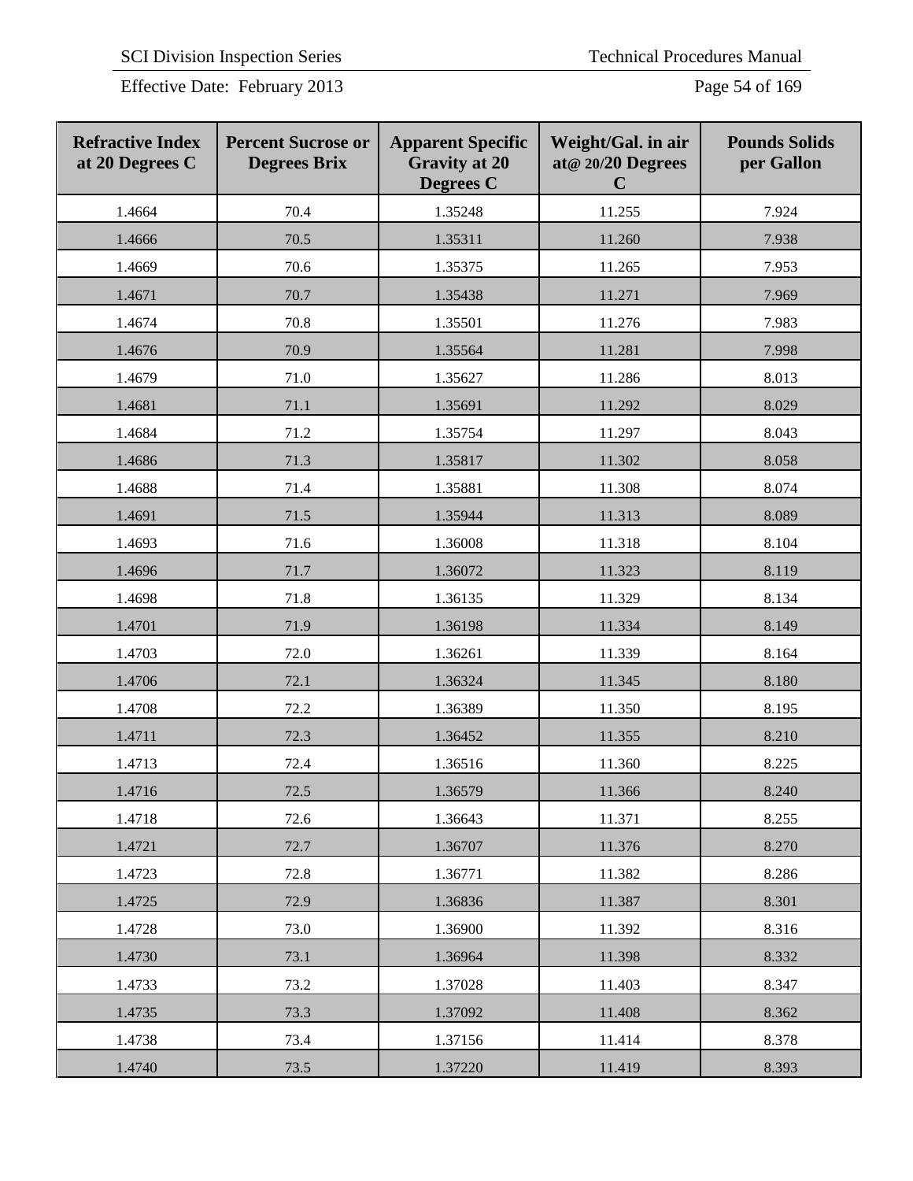| Refractive Index at 20 Degrees C | Percent Sucrose or Degrees Brix | Apparent Specific Gravity at 20 Degrees C | Weight/Gal. in air at@ 20/20 Degrees C | Pounds Solids per Gallon |
|---|---|---|---|---|
| 1.4664 | 70.4 | 1.35248 | 11.255 | 7.924 |
| 1.4666 | 70.5 | 1.35311 | 11.260 | 7.938 |
| 1.4669 | 70.6 | 1.35375 | 11.265 | 7.953 |
| 1.4671 | 70.7 | 1.35438 | 11.271 | 7.969 |
| 1.4674 | 70.8 | 1.35501 | 11.276 | 7.983 |
| 1.4676 | 70.9 | 1.35564 | 11.281 | 7.998 |
| 1.4679 | 71.0 | 1.35627 | 11.286 | 8.013 |
| 1.4681 | 71.1 | 1.35691 | 11.292 | 8.029 |
| 1.4684 | 71.2 | 1.35754 | 11.297 | 8.043 |
| 1.4686 | 71.3 | 1.35817 | 11.302 | 8.058 |
| 1.4688 | 71.4 | 1.35881 | 11.308 | 8.074 |
| 1.4691 | 71.5 | 1.35944 | 11.313 | 8.089 |
| 1.4693 | 71.6 | 1.36008 | 11.318 | 8.104 |
| 1.4696 | 71.7 | 1.36072 | 11.323 | 8.119 |
| 1.4698 | 71.8 | 1.36135 | 11.329 | 8.134 |
| 1.4701 | 71.9 | 1.36198 | 11.334 | 8.149 |
| 1.4703 | 72.0 | 1.36261 | 11.339 | 8.164 |
| 1.4706 | 72.1 | 1.36324 | 11.345 | 8.180 |
| 1.4708 | 72.2 | 1.36389 | 11.350 | 8.195 |
| 1.4711 | 72.3 | 1.36452 | 11.355 | 8.210 |
| 1.4713 | 72.4 | 1.36516 | 11.360 | 8.225 |
| 1.4716 | 72.5 | 1.36579 | 11.366 | 8.240 |
| 1.4718 | 72.6 | 1.36643 | 11.371 | 8.255 |
| 1.4721 | 72.7 | 1.36707 | 11.376 | 8.270 |
| 1.4723 | 72.8 | 1.36771 | 11.382 | 8.286 |
| 1.4725 | 72.9 | 1.36836 | 11.387 | 8.301 |
| 1.4728 | 73.0 | 1.36900 | 11.392 | 8.316 |
| 1.4730 | 73.1 | 1.36964 | 11.398 | 8.332 |
| 1.4733 | 73.2 | 1.37028 | 11.403 | 8.347 |
| 1.4735 | 73.3 | 1.37092 | 11.408 | 8.362 |
| 1.4738 | 73.4 | 1.37156 | 11.414 | 8.378 |
| 1.4740 | 73.5 | 1.37220 | 11.419 | 8.393 |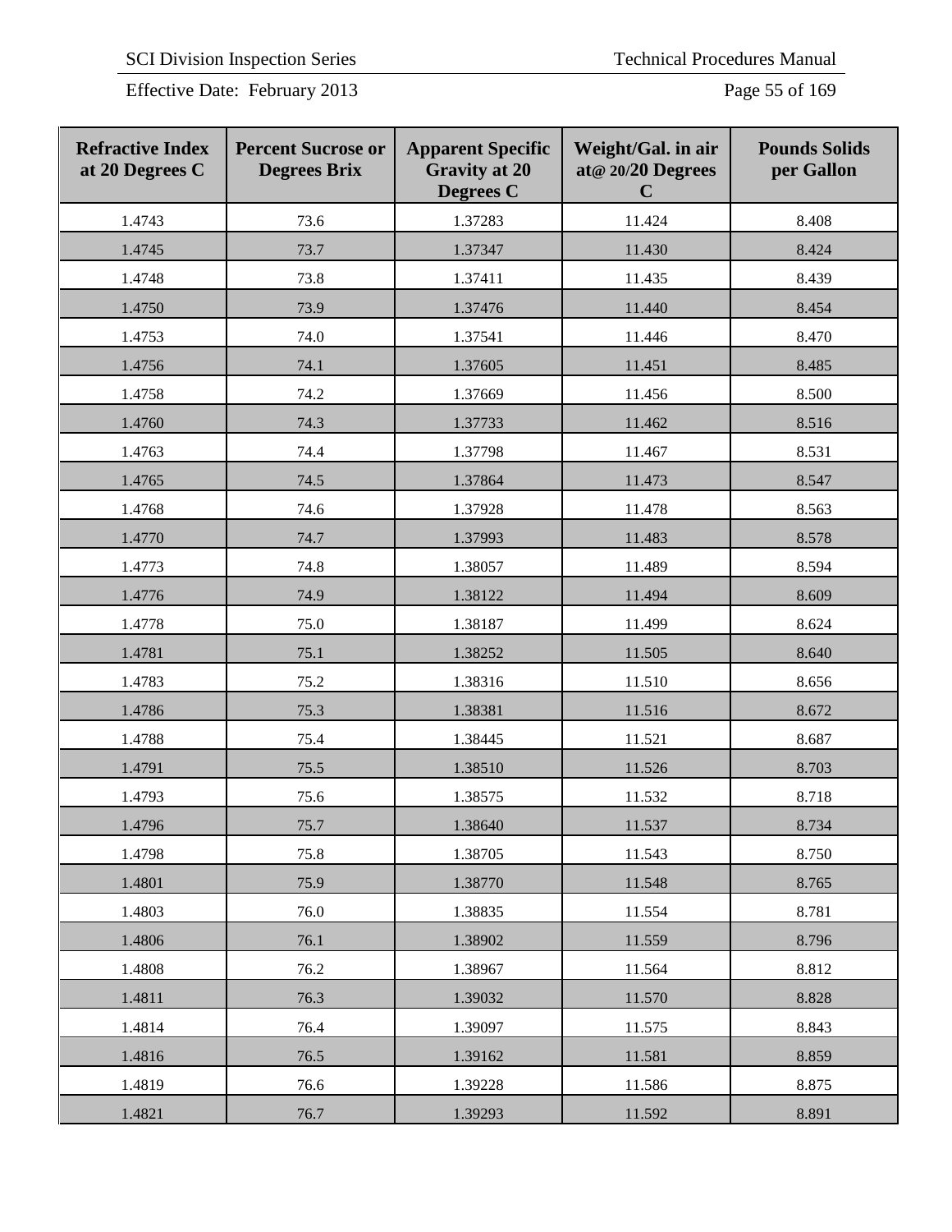| Refractive Index at 20 Degrees C | Percent Sucrose or Degrees Brix | Apparent Specific Gravity at 20 Degrees C | Weight/Gal. in air at@ 20/20 Degrees C | Pounds Solids per Gallon |
|---|---|---|---|---|
| 1.4743 | 73.6 | 1.37283 | 11.424 | 8.408 |
| 1.4745 | 73.7 | 1.37347 | 11.430 | 8.424 |
| 1.4748 | 73.8 | 1.37411 | 11.435 | 8.439 |
| 1.4750 | 73.9 | 1.37476 | 11.440 | 8.454 |
| 1.4753 | 74.0 | 1.37541 | 11.446 | 8.470 |
| 1.4756 | 74.1 | 1.37605 | 11.451 | 8.485 |
| 1.4758 | 74.2 | 1.37669 | 11.456 | 8.500 |
| 1.4760 | 74.3 | 1.37733 | 11.462 | 8.516 |
| 1.4763 | 74.4 | 1.37798 | 11.467 | 8.531 |
| 1.4765 | 74.5 | 1.37864 | 11.473 | 8.547 |
| 1.4768 | 74.6 | 1.37928 | 11.478 | 8.563 |
| 1.4770 | 74.7 | 1.37993 | 11.483 | 8.578 |
| 1.4773 | 74.8 | 1.38057 | 11.489 | 8.594 |
| 1.4776 | 74.9 | 1.38122 | 11.494 | 8.609 |
| 1.4778 | 75.0 | 1.38187 | 11.499 | 8.624 |
| 1.4781 | 75.1 | 1.38252 | 11.505 | 8.640 |
| 1.4783 | 75.2 | 1.38316 | 11.510 | 8.656 |
| 1.4786 | 75.3 | 1.38381 | 11.516 | 8.672 |
| 1.4788 | 75.4 | 1.38445 | 11.521 | 8.687 |
| 1.4791 | 75.5 | 1.38510 | 11.526 | 8.703 |
| 1.4793 | 75.6 | 1.38575 | 11.532 | 8.718 |
| 1.4796 | 75.7 | 1.38640 | 11.537 | 8.734 |
| 1.4798 | 75.8 | 1.38705 | 11.543 | 8.750 |
| 1.4801 | 75.9 | 1.38770 | 11.548 | 8.765 |
| 1.4803 | 76.0 | 1.38835 | 11.554 | 8.781 |
| 1.4806 | 76.1 | 1.38902 | 11.559 | 8.796 |
| 1.4808 | 76.2 | 1.38967 | 11.564 | 8.812 |
| 1.4811 | 76.3 | 1.39032 | 11.570 | 8.828 |
| 1.4814 | 76.4 | 1.39097 | 11.575 | 8.843 |
| 1.4816 | 76.5 | 1.39162 | 11.581 | 8.859 |
| 1.4819 | 76.6 | 1.39228 | 11.586 | 8.875 |
| 1.4821 | 76.7 | 1.39293 | 11.592 | 8.891 |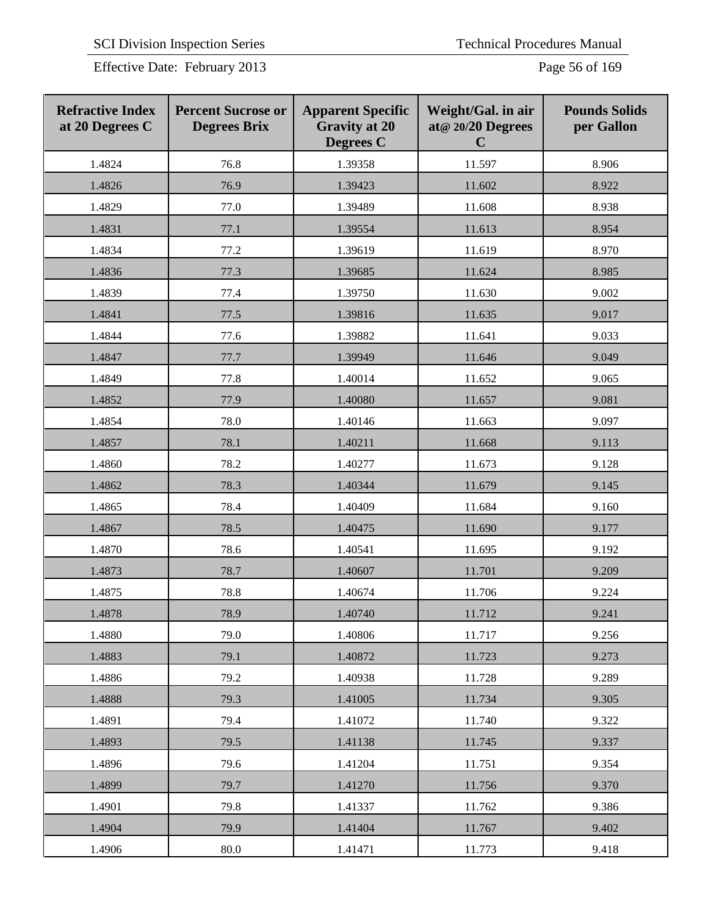| Refractive Index at 20 Degrees C | Percent Sucrose or Degrees Brix | Apparent Specific Gravity at 20 Degrees C | Weight/Gal. in air at@ 20/20 Degrees C | Pounds Solids per Gallon |
|---|---|---|---|---|
| 1.4824 | 76.8 | 1.39358 | 11.597 | 8.906 |
| 1.4826 | 76.9 | 1.39423 | 11.602 | 8.922 |
| 1.4829 | 77.0 | 1.39489 | 11.608 | 8.938 |
| 1.4831 | 77.1 | 1.39554 | 11.613 | 8.954 |
| 1.4834 | 77.2 | 1.39619 | 11.619 | 8.970 |
| 1.4836 | 77.3 | 1.39685 | 11.624 | 8.985 |
| 1.4839 | 77.4 | 1.39750 | 11.630 | 9.002 |
| 1.4841 | 77.5 | 1.39816 | 11.635 | 9.017 |
| 1.4844 | 77.6 | 1.39882 | 11.641 | 9.033 |
| 1.4847 | 77.7 | 1.39949 | 11.646 | 9.049 |
| 1.4849 | 77.8 | 1.40014 | 11.652 | 9.065 |
| 1.4852 | 77.9 | 1.40080 | 11.657 | 9.081 |
| 1.4854 | 78.0 | 1.40146 | 11.663 | 9.097 |
| 1.4857 | 78.1 | 1.40211 | 11.668 | 9.113 |
| 1.4860 | 78.2 | 1.40277 | 11.673 | 9.128 |
| 1.4862 | 78.3 | 1.40344 | 11.679 | 9.145 |
| 1.4865 | 78.4 | 1.40409 | 11.684 | 9.160 |
| 1.4867 | 78.5 | 1.40475 | 11.690 | 9.177 |
| 1.4870 | 78.6 | 1.40541 | 11.695 | 9.192 |
| 1.4873 | 78.7 | 1.40607 | 11.701 | 9.209 |
| 1.4875 | 78.8 | 1.40674 | 11.706 | 9.224 |
| 1.4878 | 78.9 | 1.40740 | 11.712 | 9.241 |
| 1.4880 | 79.0 | 1.40806 | 11.717 | 9.256 |
| 1.4883 | 79.1 | 1.40872 | 11.723 | 9.273 |
| 1.4886 | 79.2 | 1.40938 | 11.728 | 9.289 |
| 1.4888 | 79.3 | 1.41005 | 11.734 | 9.305 |
| 1.4891 | 79.4 | 1.41072 | 11.740 | 9.322 |
| 1.4893 | 79.5 | 1.41138 | 11.745 | 9.337 |
| 1.4896 | 79.6 | 1.41204 | 11.751 | 9.354 |
| 1.4899 | 79.7 | 1.41270 | 11.756 | 9.370 |
| 1.4901 | 79.8 | 1.41337 | 11.762 | 9.386 |
| 1.4904 | 79.9 | 1.41404 | 11.767 | 9.402 |
| 1.4906 | 80.0 | 1.41471 | 11.773 | 9.418 |